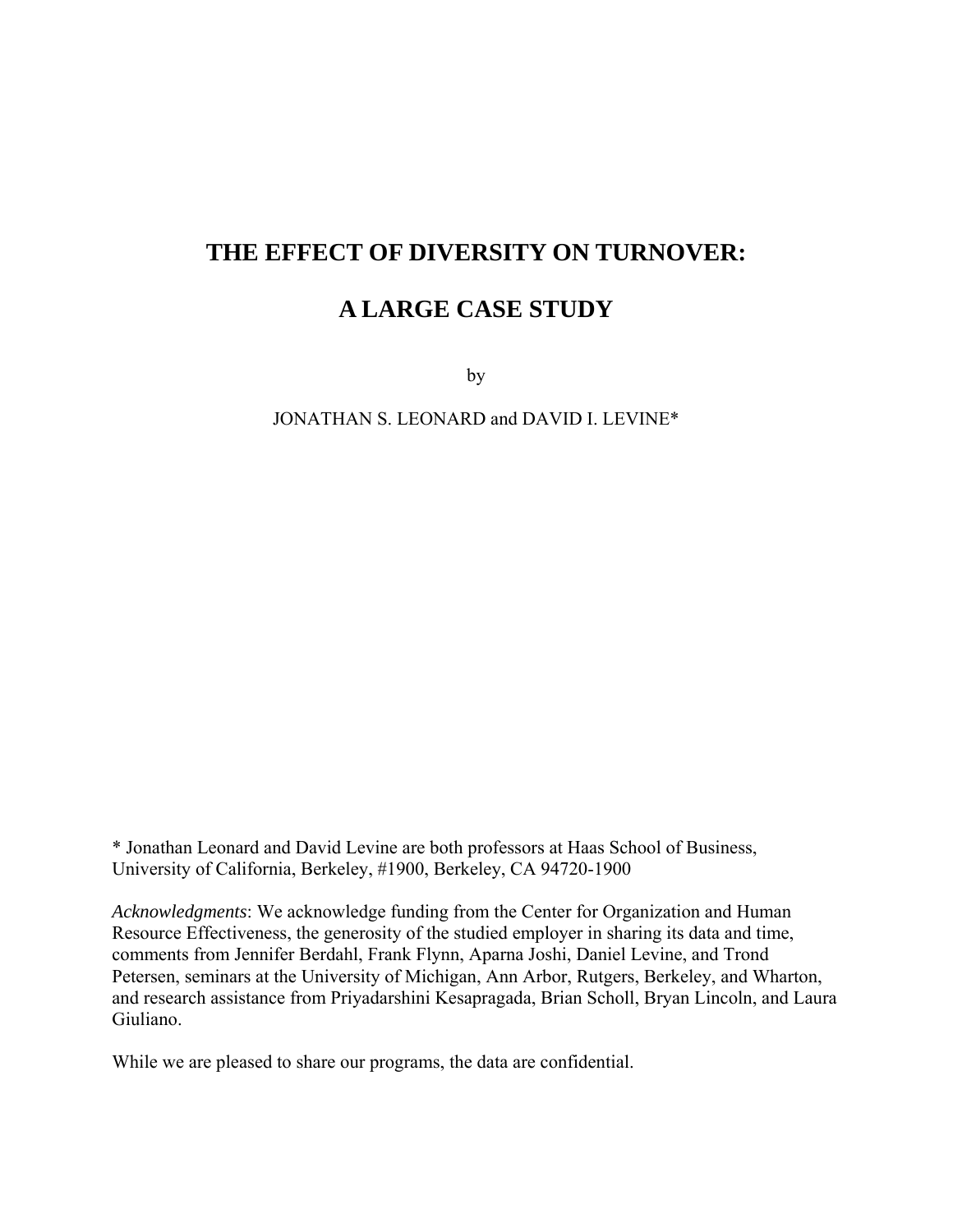# THE EFFECT OF DIVERSITY ON TURNOVER:

# A LARGE CASE STUDY

by

JONATHAN S. LEONARD and DAVID I. LEVINE*

* Jonathan Leonard and David Levine are both professors at Haas School of Business, University of California, Berkeley, #1900, Berkeley, CA 94720-1900

*Acknowledgments*: We acknowledge funding from the Center for Organization and Human Resource Effectiveness, the generosity of the studied employer in sharing its data and time, comments from Jennifer Berdahl, Frank Flynn, Aparna Joshi, Daniel Levine, and Trond Petersen, seminars at the University of Michigan, Ann Arbor, Rutgers, Berkeley, and Wharton, and research assistance from Priyadarshini Kesapragada, Brian Scholl, Bryan Lincoln, and Laura Giuliano.

While we are pleased to share our programs, the data are confidential.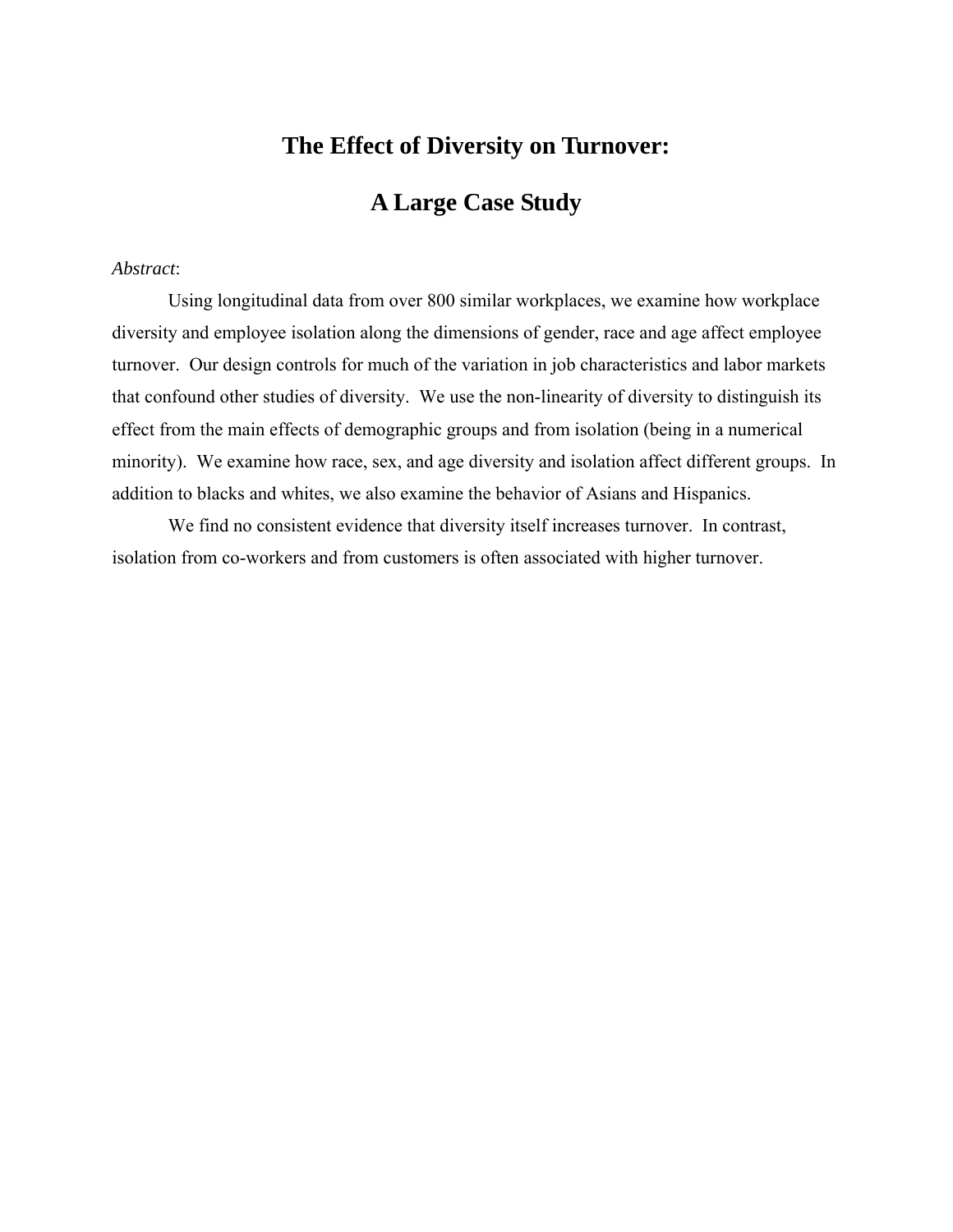# The Effect of Diversity on Turnover:

# A Large Case Study

*Abstract*:

Using longitudinal data from over 800 similar workplaces, we examine how workplace diversity and employee isolation along the dimensions of gender, race and age affect employee turnover. Our design controls for much of the variation in job characteristics and labor markets that confound other studies of diversity. We use the non-linearity of diversity to distinguish its effect from the main effects of demographic groups and from isolation (being in a numerical minority). We examine how race, sex, and age diversity and isolation affect different groups. In addition to blacks and whites, we also examine the behavior of Asians and Hispanics.

We find no consistent evidence that diversity itself increases turnover. In contrast, isolation from co-workers and from customers is often associated with higher turnover.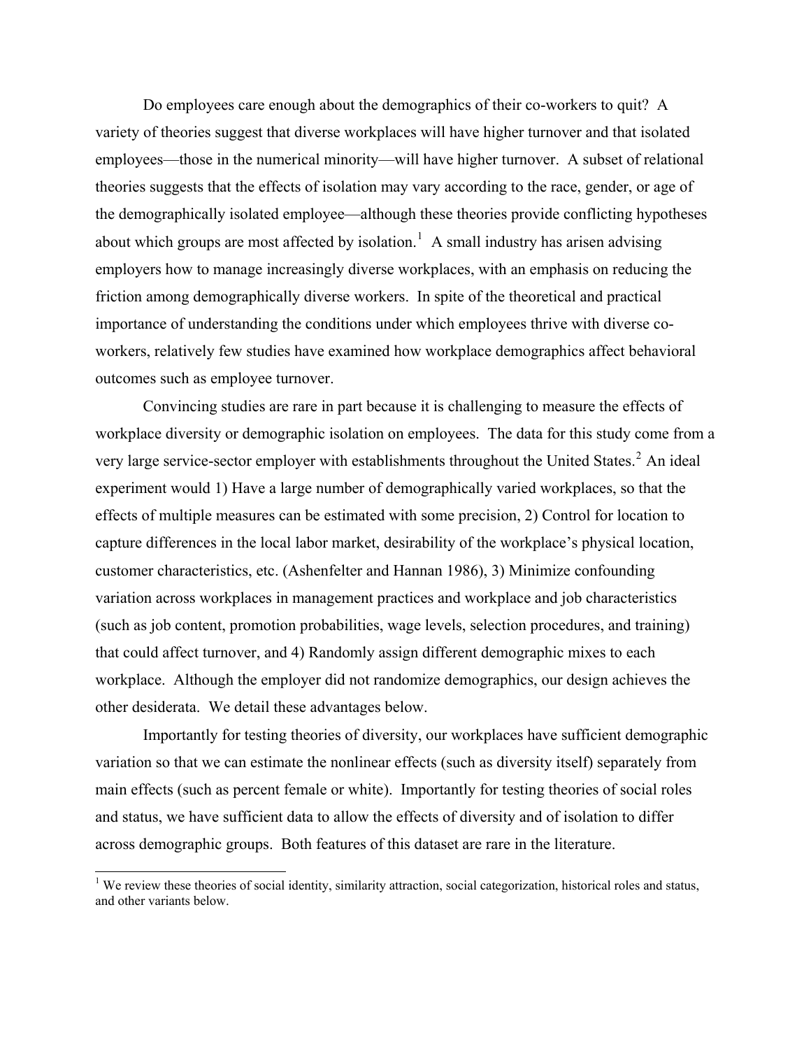Do employees care enough about the demographics of their co-workers to quit? A variety of theories suggest that diverse workplaces will have higher turnover and that isolated employees—those in the numerical minority—will have higher turnover. A subset of relational theories suggests that the effects of isolation may vary according to the race, gender, or age of the demographically isolated employee—although these theories provide conflicting hypotheses about which groups are most affected by isolation.[1] A small industry has arisen advising employers how to manage increasingly diverse workplaces, with an emphasis on reducing the friction among demographically diverse workers. In spite of the theoretical and practical importance of understanding the conditions under which employees thrive with diverse co-workers, relatively few studies have examined how workplace demographics affect behavioral outcomes such as employee turnover.

Convincing studies are rare in part because it is challenging to measure the effects of workplace diversity or demographic isolation on employees. The data for this study come from a very large service-sector employer with establishments throughout the United States.[2] An ideal experiment would 1) Have a large number of demographically varied workplaces, so that the effects of multiple measures can be estimated with some precision, 2) Control for location to capture differences in the local labor market, desirability of the workplace's physical location, customer characteristics, etc. (Ashenfelter and Hannan 1986), 3) Minimize confounding variation across workplaces in management practices and workplace and job characteristics (such as job content, promotion probabilities, wage levels, selection procedures, and training) that could affect turnover, and 4) Randomly assign different demographic mixes to each workplace. Although the employer did not randomize demographics, our design achieves the other desiderata. We detail these advantages below.

Importantly for testing theories of diversity, our workplaces have sufficient demographic variation so that we can estimate the nonlinear effects (such as diversity itself) separately from main effects (such as percent female or white). Importantly for testing theories of social roles and status, we have sufficient data to allow the effects of diversity and of isolation to differ across demographic groups. Both features of this dataset are rare in the literature.

[1] We review these theories of social identity, similarity attraction, social categorization, historical roles and status, and other variants below.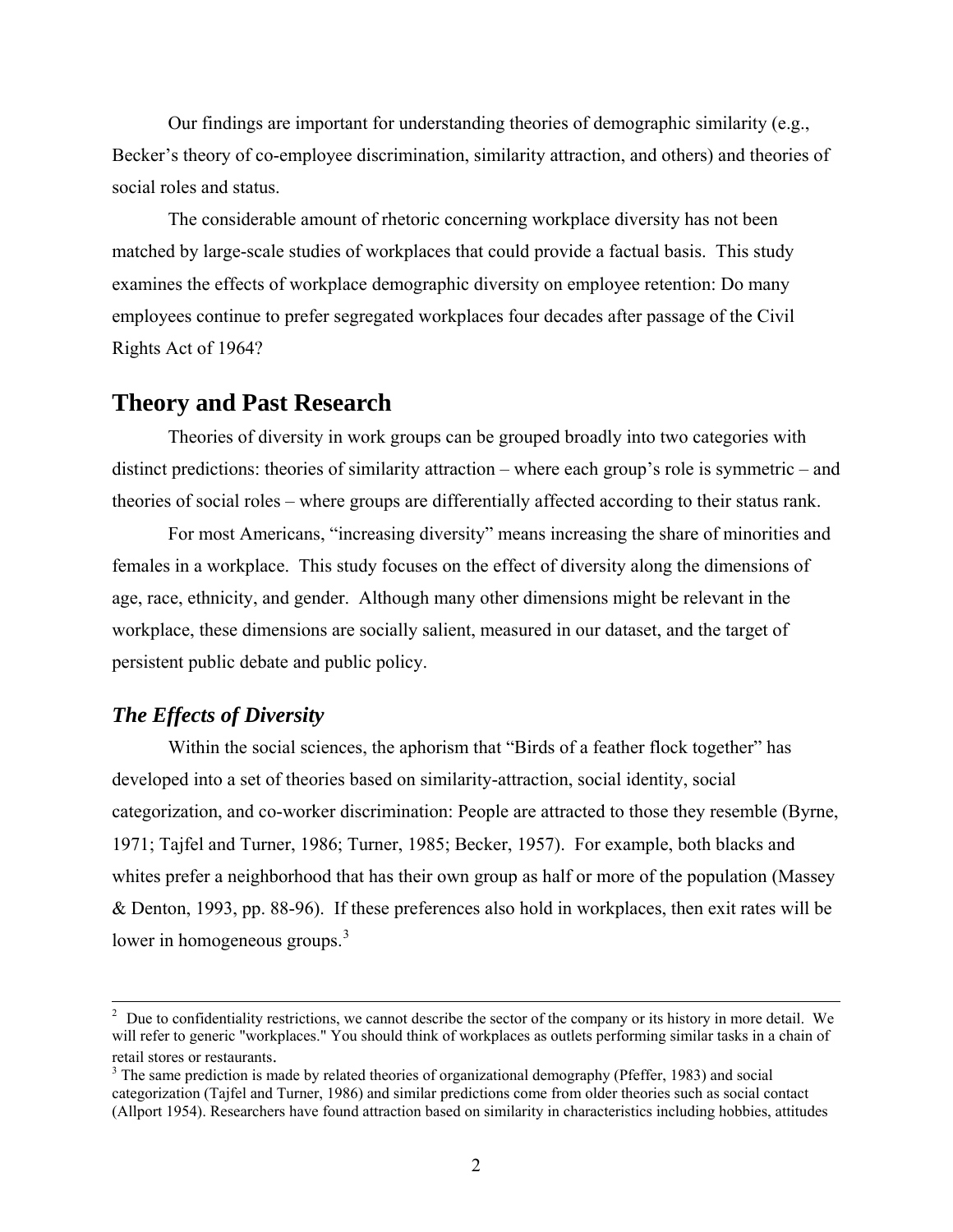Our findings are important for understanding theories of demographic similarity (e.g., Becker's theory of co-employee discrimination, similarity attraction, and others) and theories of social roles and status.

The considerable amount of rhetoric concerning workplace diversity has not been matched by large-scale studies of workplaces that could provide a factual basis. This study examines the effects of workplace demographic diversity on employee retention: Do many employees continue to prefer segregated workplaces four decades after passage of the Civil Rights Act of 1964?

## Theory and Past Research

Theories of diversity in work groups can be grouped broadly into two categories with distinct predictions: theories of similarity attraction – where each group's role is symmetric – and theories of social roles – where groups are differentially affected according to their status rank.

For most Americans, "increasing diversity" means increasing the share of minorities and females in a workplace. This study focuses on the effect of diversity along the dimensions of age, race, ethnicity, and gender. Although many other dimensions might be relevant in the workplace, these dimensions are socially salient, measured in our dataset, and the target of persistent public debate and public policy.

### *The Effects of Diversity*

Within the social sciences, the aphorism that "Birds of a feather flock together" has developed into a set of theories based on similarity-attraction, social identity, social categorization, and co-worker discrimination: People are attracted to those they resemble (Byrne, 1971; Tajfel and Turner, 1986; Turner, 1985; Becker, 1957). For example, both blacks and whites prefer a neighborhood that has their own group as half or more of the population (Massey & Denton, 1993, pp. 88-96). If these preferences also hold in workplaces, then exit rates will be lower in homogeneous groups.[3]

---

[2] Due to confidentiality restrictions, we cannot describe the sector of the company or its history in more detail. We will refer to generic "workplaces." You should think of workplaces as outlets performing similar tasks in a chain of retail stores or restaurants.

[3] The same prediction is made by related theories of organizational demography (Pfeffer, 1983) and social categorization (Tajfel and Turner, 1986) and similar predictions come from older theories such as social contact (Allport 1954). Researchers have found attraction based on similarity in characteristics including hobbies, attitudes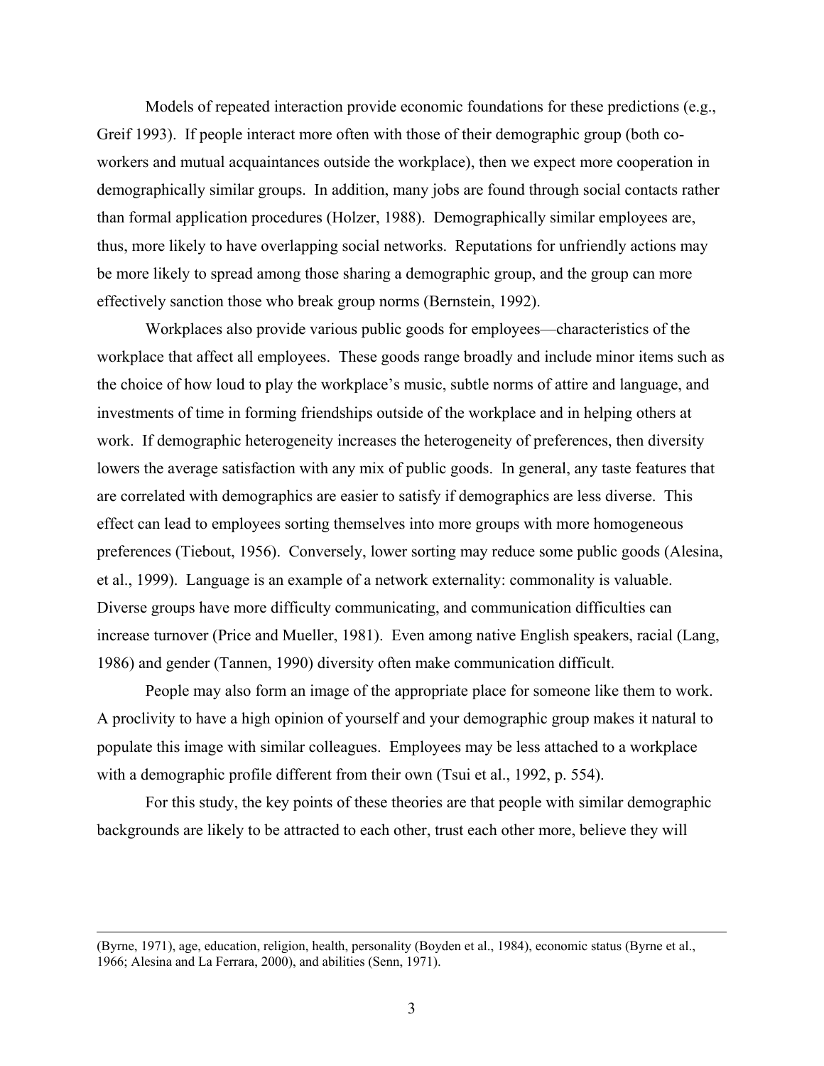Models of repeated interaction provide economic foundations for these predictions (e.g., Greif 1993). If people interact more often with those of their demographic group (both co-workers and mutual acquaintances outside the workplace), then we expect more cooperation in demographically similar groups. In addition, many jobs are found through social contacts rather than formal application procedures (Holzer, 1988). Demographically similar employees are, thus, more likely to have overlapping social networks. Reputations for unfriendly actions may be more likely to spread among those sharing a demographic group, and the group can more effectively sanction those who break group norms (Bernstein, 1992).

Workplaces also provide various public goods for employees—characteristics of the workplace that affect all employees. These goods range broadly and include minor items such as the choice of how loud to play the workplace's music, subtle norms of attire and language, and investments of time in forming friendships outside of the workplace and in helping others at work. If demographic heterogeneity increases the heterogeneity of preferences, then diversity lowers the average satisfaction with any mix of public goods. In general, any taste features that are correlated with demographics are easier to satisfy if demographics are less diverse. This effect can lead to employees sorting themselves into more groups with more homogeneous preferences (Tiebout, 1956). Conversely, lower sorting may reduce some public goods (Alesina, et al., 1999). Language is an example of a network externality: commonality is valuable. Diverse groups have more difficulty communicating, and communication difficulties can increase turnover (Price and Mueller, 1981). Even among native English speakers, racial (Lang, 1986) and gender (Tannen, 1990) diversity often make communication difficult.

People may also form an image of the appropriate place for someone like them to work. A proclivity to have a high opinion of yourself and your demographic group makes it natural to populate this image with similar colleagues. Employees may be less attached to a workplace with a demographic profile different from their own (Tsui et al., 1992, p. 554).

For this study, the key points of these theories are that people with similar demographic backgrounds are likely to be attracted to each other, trust each other more, believe they will

---

(Byrne, 1971), age, education, religion, health, personality (Boyden et al., 1984), economic status (Byrne et al., 1966; Alesina and La Ferrara, 2000), and abilities (Senn, 1971).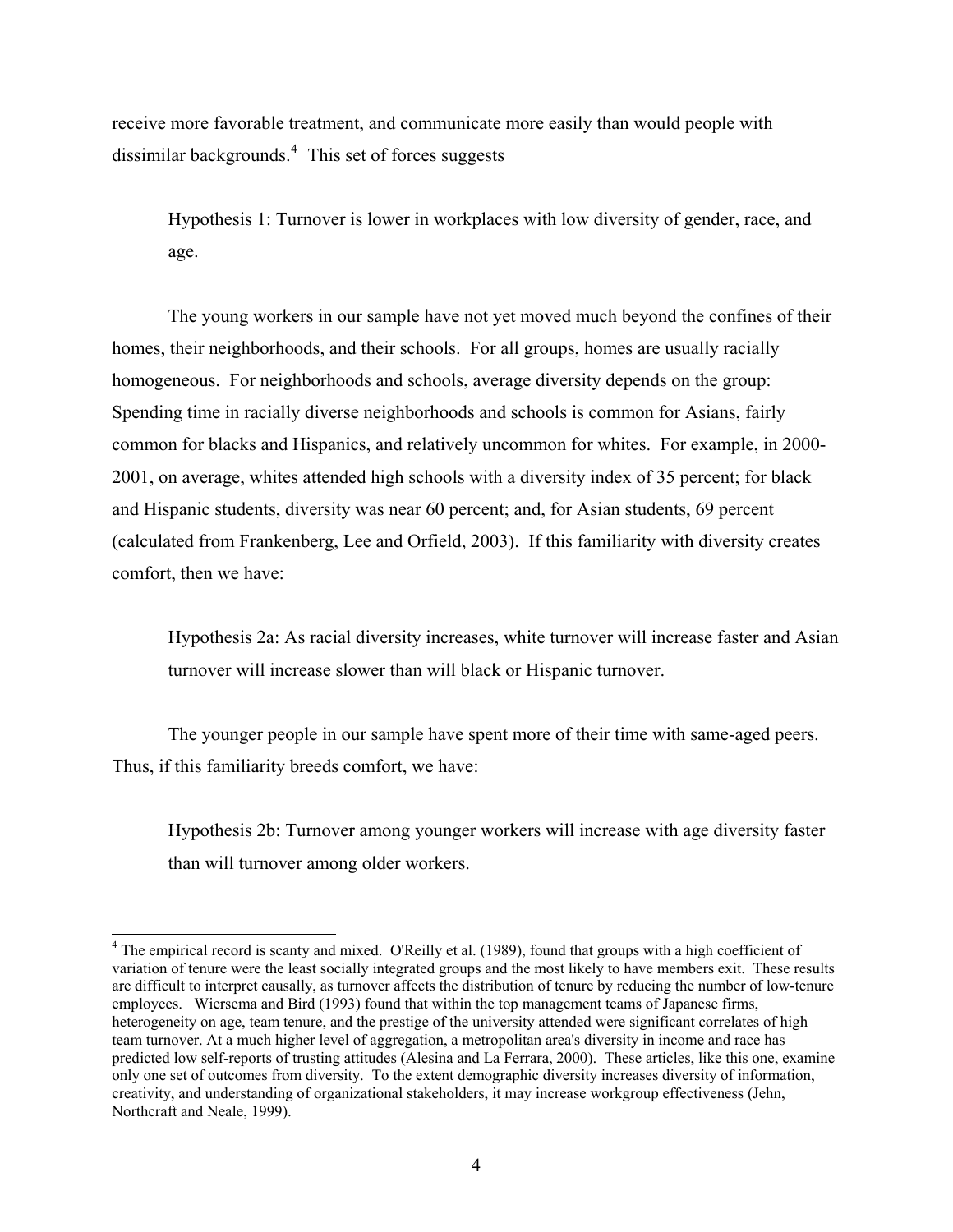receive more favorable treatment, and communicate more easily than would people with dissimilar backgrounds.[4] This set of forces suggests

> Hypothesis 1: Turnover is lower in workplaces with low diversity of gender, race, and age.

The young workers in our sample have not yet moved much beyond the confines of their homes, their neighborhoods, and their schools. For all groups, homes are usually racially homogeneous. For neighborhoods and schools, average diversity depends on the group: Spending time in racially diverse neighborhoods and schools is common for Asians, fairly common for blacks and Hispanics, and relatively uncommon for whites. For example, in 2000-2001, on average, whites attended high schools with a diversity index of 35 percent; for black and Hispanic students, diversity was near 60 percent; and, for Asian students, 69 percent (calculated from Frankenberg, Lee and Orfield, 2003). If this familiarity with diversity creates comfort, then we have:

> Hypothesis 2a: As racial diversity increases, white turnover will increase faster and Asian turnover will increase slower than will black or Hispanic turnover.

The younger people in our sample have spent more of their time with same-aged peers. Thus, if this familiarity breeds comfort, we have:

> Hypothesis 2b: Turnover among younger workers will increase with age diversity faster than will turnover among older workers.

---

[4] The empirical record is scanty and mixed. O'Reilly et al. (1989), found that groups with a high coefficient of variation of tenure were the least socially integrated groups and the most likely to have members exit. These results are difficult to interpret causally, as turnover affects the distribution of tenure by reducing the number of low-tenure employees. Wiersema and Bird (1993) found that within the top management teams of Japanese firms, heterogeneity on age, team tenure, and the prestige of the university attended were significant correlates of high team turnover. At a much higher level of aggregation, a metropolitan area's diversity in income and race has predicted low self-reports of trusting attitudes (Alesina and La Ferrara, 2000). These articles, like this one, examine only one set of outcomes from diversity. To the extent demographic diversity increases diversity of information, creativity, and understanding of organizational stakeholders, it may increase workgroup effectiveness (Jehn, Northcraft and Neale, 1999).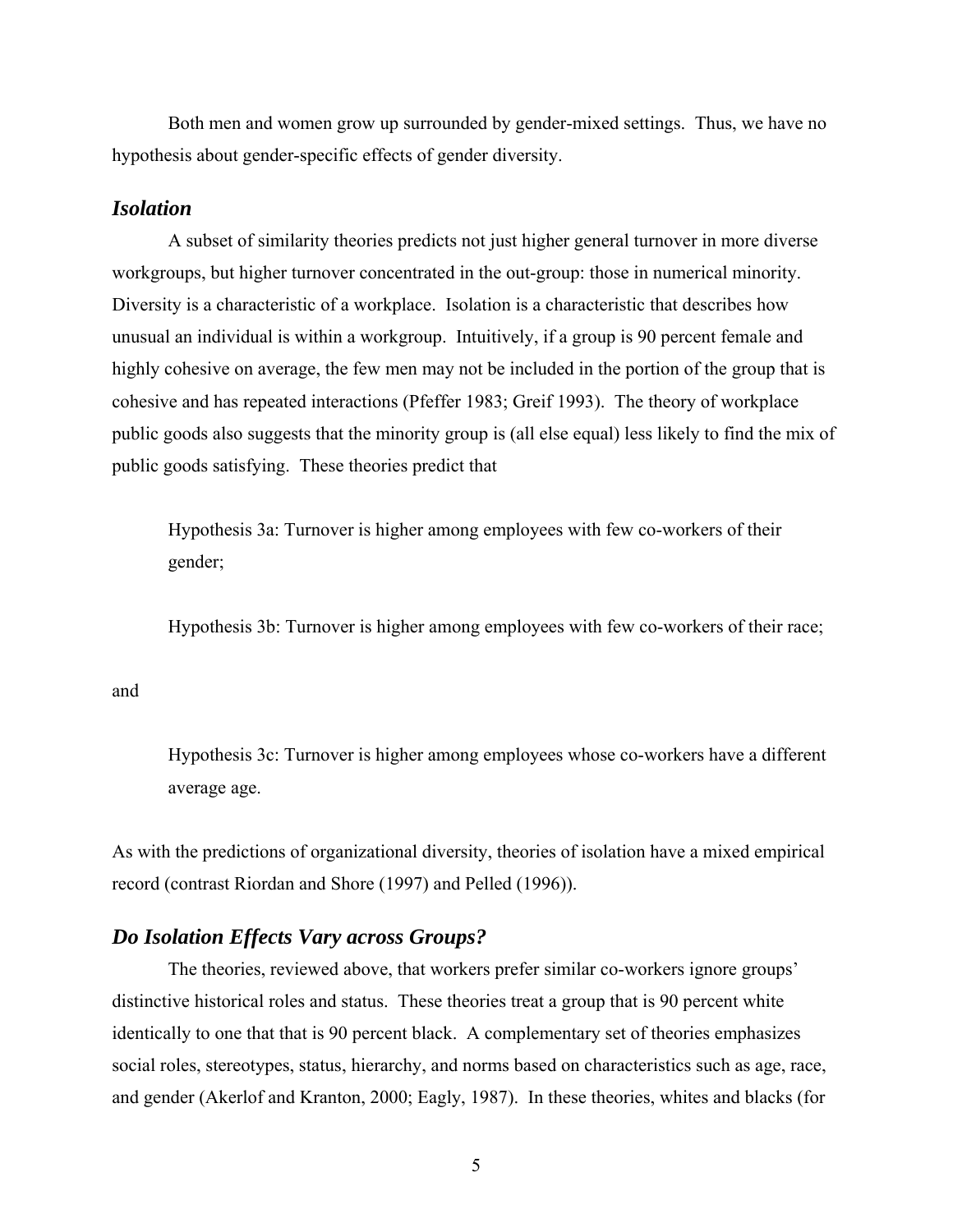Both men and women grow up surrounded by gender-mixed settings. Thus, we have no hypothesis about gender-specific effects of gender diversity.

### *Isolation*

A subset of similarity theories predicts not just higher general turnover in more diverse workgroups, but higher turnover concentrated in the out-group: those in numerical minority. Diversity is a characteristic of a workplace. Isolation is a characteristic that describes how unusual an individual is within a workgroup. Intuitively, if a group is 90 percent female and highly cohesive on average, the few men may not be included in the portion of the group that is cohesive and has repeated interactions (Pfeffer 1983; Greif 1993). The theory of workplace public goods also suggests that the minority group is (all else equal) less likely to find the mix of public goods satisfying. These theories predict that

> Hypothesis 3a: Turnover is higher among employees with few co-workers of their gender;
>
> Hypothesis 3b: Turnover is higher among employees with few co-workers of their race;

and

> Hypothesis 3c: Turnover is higher among employees whose co-workers have a different average age.

As with the predictions of organizational diversity, theories of isolation have a mixed empirical record (contrast Riordan and Shore (1997) and Pelled (1996)).

### *Do Isolation Effects Vary across Groups?*

The theories, reviewed above, that workers prefer similar co-workers ignore groups' distinctive historical roles and status. These theories treat a group that is 90 percent white identically to one that that is 90 percent black. A complementary set of theories emphasizes social roles, stereotypes, status, hierarchy, and norms based on characteristics such as age, race, and gender (Akerlof and Kranton, 2000; Eagly, 1987). In these theories, whites and blacks (for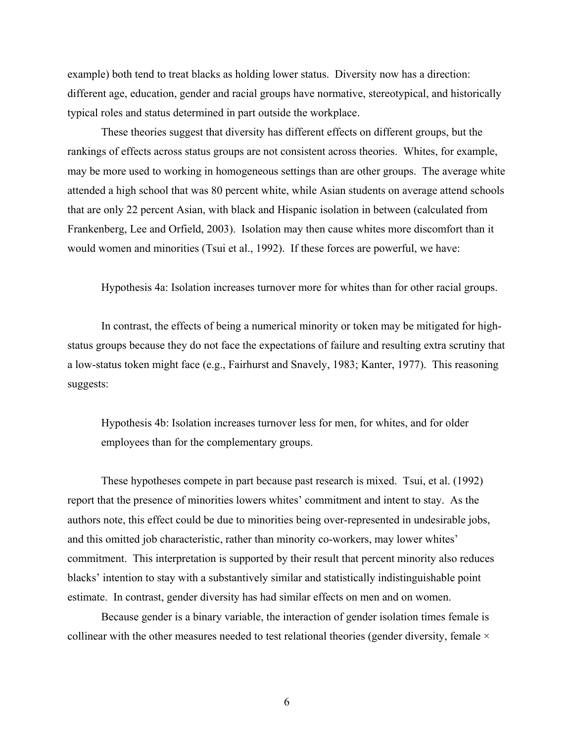example) both tend to treat blacks as holding lower status. Diversity now has a direction: different age, education, gender and racial groups have normative, stereotypical, and historically typical roles and status determined in part outside the workplace.

These theories suggest that diversity has different effects on different groups, but the rankings of effects across status groups are not consistent across theories. Whites, for example, may be more used to working in homogeneous settings than are other groups. The average white attended a high school that was 80 percent white, while Asian students on average attend schools that are only 22 percent Asian, with black and Hispanic isolation in between (calculated from Frankenberg, Lee and Orfield, 2003). Isolation may then cause whites more discomfort than it would women and minorities (Tsui et al., 1992). If these forces are powerful, we have:

> Hypothesis 4a: Isolation increases turnover more for whites than for other racial groups.

In contrast, the effects of being a numerical minority or token may be mitigated for high-status groups because they do not face the expectations of failure and resulting extra scrutiny that a low-status token might face (e.g., Fairhurst and Snavely, 1983; Kanter, 1977). This reasoning suggests:

> Hypothesis 4b: Isolation increases turnover less for men, for whites, and for older employees than for the complementary groups.

These hypotheses compete in part because past research is mixed. Tsui, et al. (1992) report that the presence of minorities lowers whites' commitment and intent to stay. As the authors note, this effect could be due to minorities being over-represented in undesirable jobs, and this omitted job characteristic, rather than minority co-workers, may lower whites' commitment. This interpretation is supported by their result that percent minority also reduces blacks' intention to stay with a substantively similar and statistically indistinguishable point estimate. In contrast, gender diversity has had similar effects on men and on women.

Because gender is a binary variable, the interaction of gender isolation times female is collinear with the other measures needed to test relational theories (gender diversity, female ×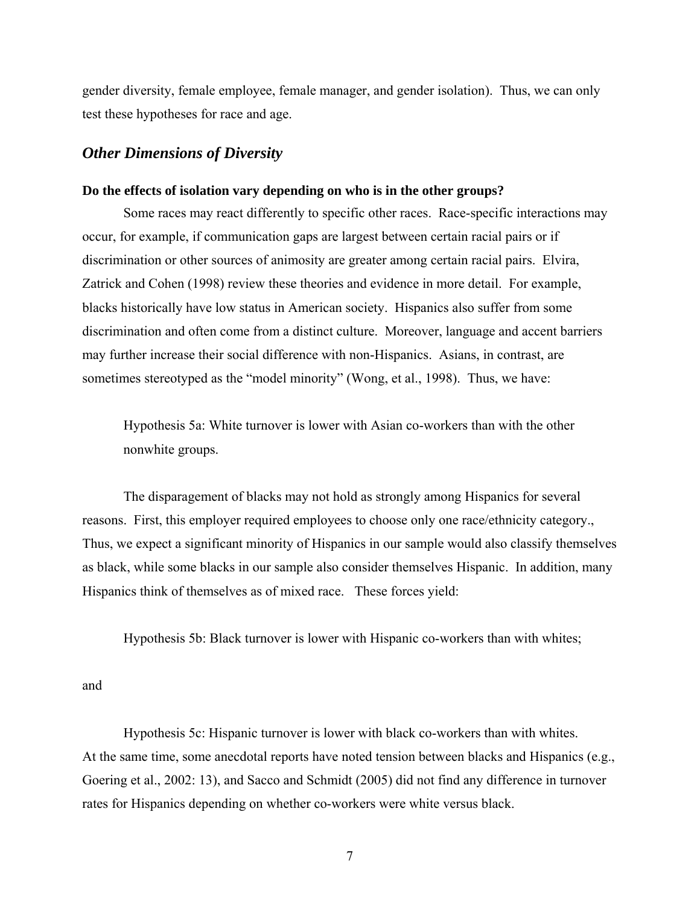gender diversity, female employee, female manager, and gender isolation). Thus, we can only test these hypotheses for race and age.

## *Other Dimensions of Diversity*

**Do the effects of isolation vary depending on who is in the other groups?**

Some races may react differently to specific other races. Race-specific interactions may occur, for example, if communication gaps are largest between certain racial pairs or if discrimination or other sources of animosity are greater among certain racial pairs. Elvira, Zatrick and Cohen (1998) review these theories and evidence in more detail. For example, blacks historically have low status in American society. Hispanics also suffer from some discrimination and often come from a distinct culture. Moreover, language and accent barriers may further increase their social difference with non-Hispanics. Asians, in contrast, are sometimes stereotyped as the "model minority" (Wong, et al., 1998). Thus, we have:

> Hypothesis 5a: White turnover is lower with Asian co-workers than with the other nonwhite groups.

The disparagement of blacks may not hold as strongly among Hispanics for several reasons. First, this employer required employees to choose only one race/ethnicity category., Thus, we expect a significant minority of Hispanics in our sample would also classify themselves as black, while some blacks in our sample also consider themselves Hispanic. In addition, many Hispanics think of themselves as of mixed race. These forces yield:

> Hypothesis 5b: Black turnover is lower with Hispanic co-workers than with whites;

and

> Hypothesis 5c: Hispanic turnover is lower with black co-workers than with whites.

At the same time, some anecdotal reports have noted tension between blacks and Hispanics (e.g., Goering et al., 2002: 13), and Sacco and Schmidt (2005) did not find any difference in turnover rates for Hispanics depending on whether co-workers were white versus black.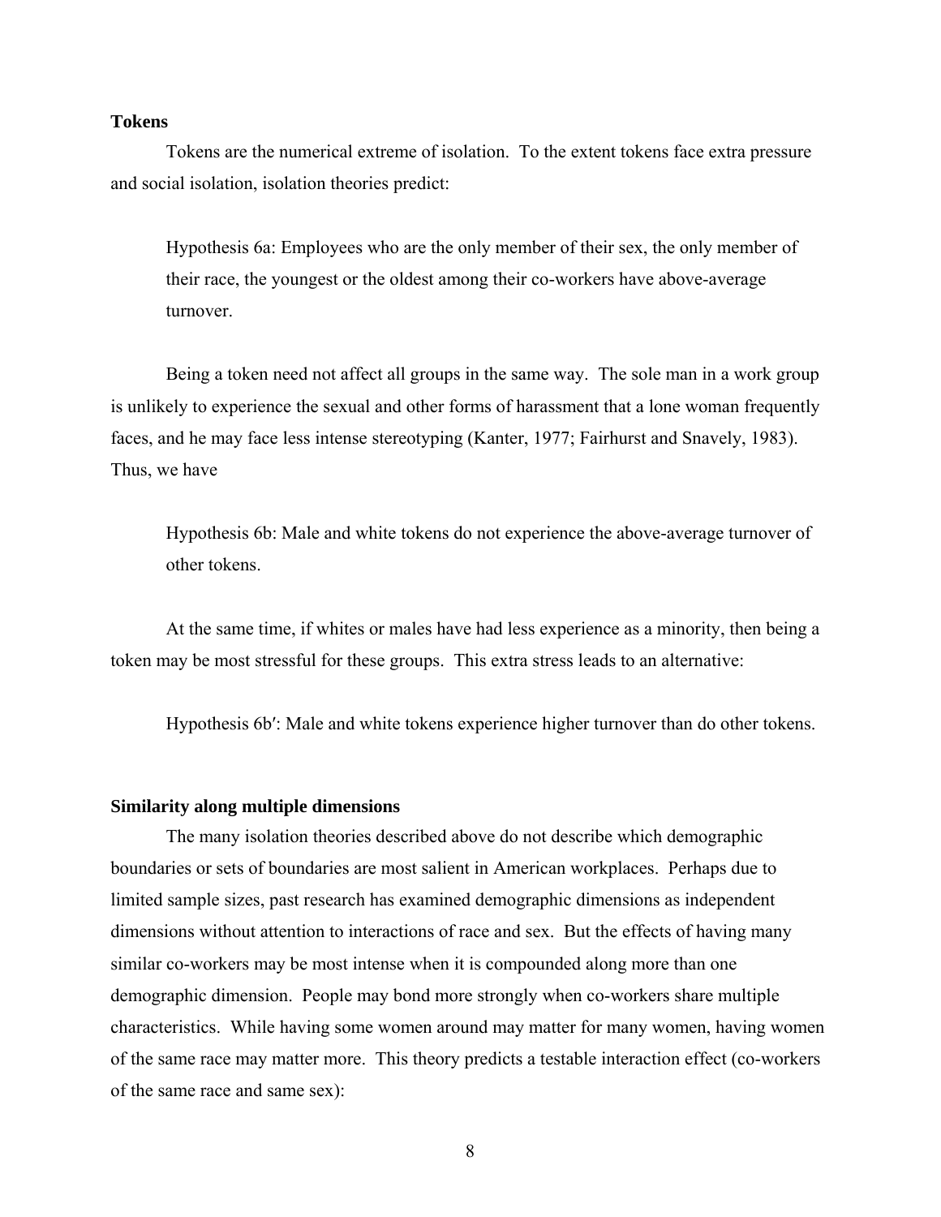### Tokens

Tokens are the numerical extreme of isolation. To the extent tokens face extra pressure and social isolation, isolation theories predict:

> Hypothesis 6a: Employees who are the only member of their sex, the only member of their race, the youngest or the oldest among their co-workers have above-average turnover.

Being a token need not affect all groups in the same way. The sole man in a work group is unlikely to experience the sexual and other forms of harassment that a lone woman frequently faces, and he may face less intense stereotyping (Kanter, 1977; Fairhurst and Snavely, 1983). Thus, we have

> Hypothesis 6b: Male and white tokens do not experience the above-average turnover of other tokens.

At the same time, if whites or males have had less experience as a minority, then being a token may be most stressful for these groups. This extra stress leads to an alternative:

> Hypothesis 6b′: Male and white tokens experience higher turnover than do other tokens.

### Similarity along multiple dimensions

The many isolation theories described above do not describe which demographic boundaries or sets of boundaries are most salient in American workplaces. Perhaps due to limited sample sizes, past research has examined demographic dimensions as independent dimensions without attention to interactions of race and sex. But the effects of having many similar co-workers may be most intense when it is compounded along more than one demographic dimension. People may bond more strongly when co-workers share multiple characteristics. While having some women around may matter for many women, having women of the same race may matter more. This theory predicts a testable interaction effect (co-workers of the same race and same sex):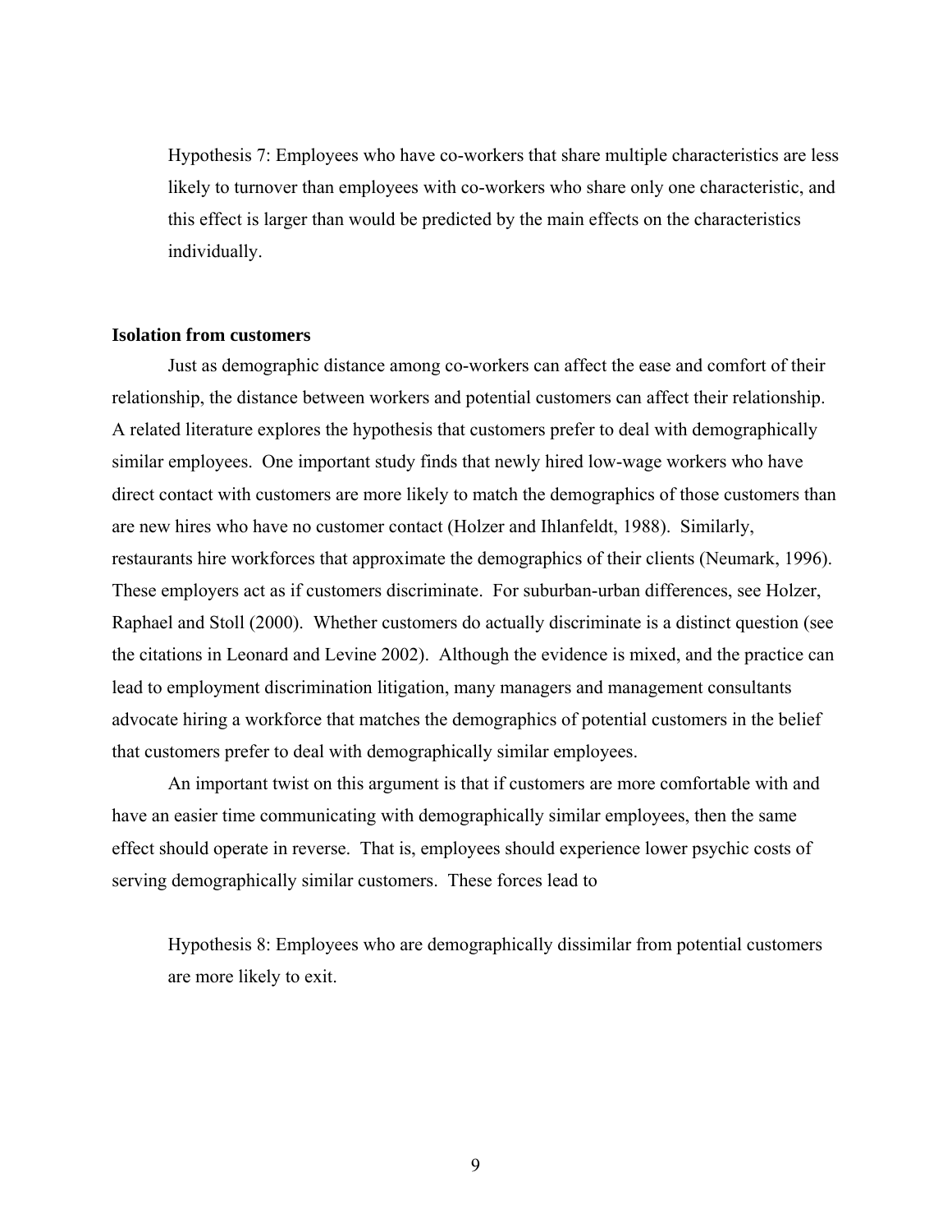Hypothesis 7: Employees who have co-workers that share multiple characteristics are less likely to turnover than employees with co-workers who share only one characteristic, and this effect is larger than would be predicted by the main effects on the characteristics individually.

**Isolation from customers**

Just as demographic distance among co-workers can affect the ease and comfort of their relationship, the distance between workers and potential customers can affect their relationship. A related literature explores the hypothesis that customers prefer to deal with demographically similar employees. One important study finds that newly hired low-wage workers who have direct contact with customers are more likely to match the demographics of those customers than are new hires who have no customer contact (Holzer and Ihlanfeldt, 1988). Similarly, restaurants hire workforces that approximate the demographics of their clients (Neumark, 1996). These employers act as if customers discriminate. For suburban-urban differences, see Holzer, Raphael and Stoll (2000). Whether customers do actually discriminate is a distinct question (see the citations in Leonard and Levine 2002). Although the evidence is mixed, and the practice can lead to employment discrimination litigation, many managers and management consultants advocate hiring a workforce that matches the demographics of potential customers in the belief that customers prefer to deal with demographically similar employees.

An important twist on this argument is that if customers are more comfortable with and have an easier time communicating with demographically similar employees, then the same effect should operate in reverse. That is, employees should experience lower psychic costs of serving demographically similar customers. These forces lead to

Hypothesis 8: Employees who are demographically dissimilar from potential customers are more likely to exit.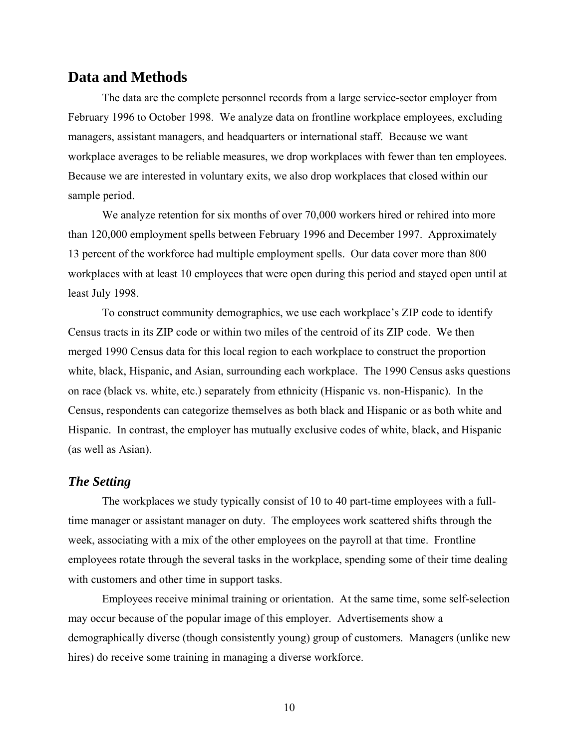## Data and Methods

The data are the complete personnel records from a large service-sector employer from February 1996 to October 1998. We analyze data on frontline workplace employees, excluding managers, assistant managers, and headquarters or international staff. Because we want workplace averages to be reliable measures, we drop workplaces with fewer than ten employees. Because we are interested in voluntary exits, we also drop workplaces that closed within our sample period.

We analyze retention for six months of over 70,000 workers hired or rehired into more than 120,000 employment spells between February 1996 and December 1997. Approximately 13 percent of the workforce had multiple employment spells. Our data cover more than 800 workplaces with at least 10 employees that were open during this period and stayed open until at least July 1998.

To construct community demographics, we use each workplace's ZIP code to identify Census tracts in its ZIP code or within two miles of the centroid of its ZIP code. We then merged 1990 Census data for this local region to each workplace to construct the proportion white, black, Hispanic, and Asian, surrounding each workplace. The 1990 Census asks questions on race (black vs. white, etc.) separately from ethnicity (Hispanic vs. non-Hispanic). In the Census, respondents can categorize themselves as both black and Hispanic or as both white and Hispanic. In contrast, the employer has mutually exclusive codes of white, black, and Hispanic (as well as Asian).

### *The Setting*

The workplaces we study typically consist of 10 to 40 part-time employees with a full-time manager or assistant manager on duty. The employees work scattered shifts through the week, associating with a mix of the other employees on the payroll at that time. Frontline employees rotate through the several tasks in the workplace, spending some of their time dealing with customers and other time in support tasks.

Employees receive minimal training or orientation. At the same time, some self-selection may occur because of the popular image of this employer. Advertisements show a demographically diverse (though consistently young) group of customers. Managers (unlike new hires) do receive some training in managing a diverse workforce.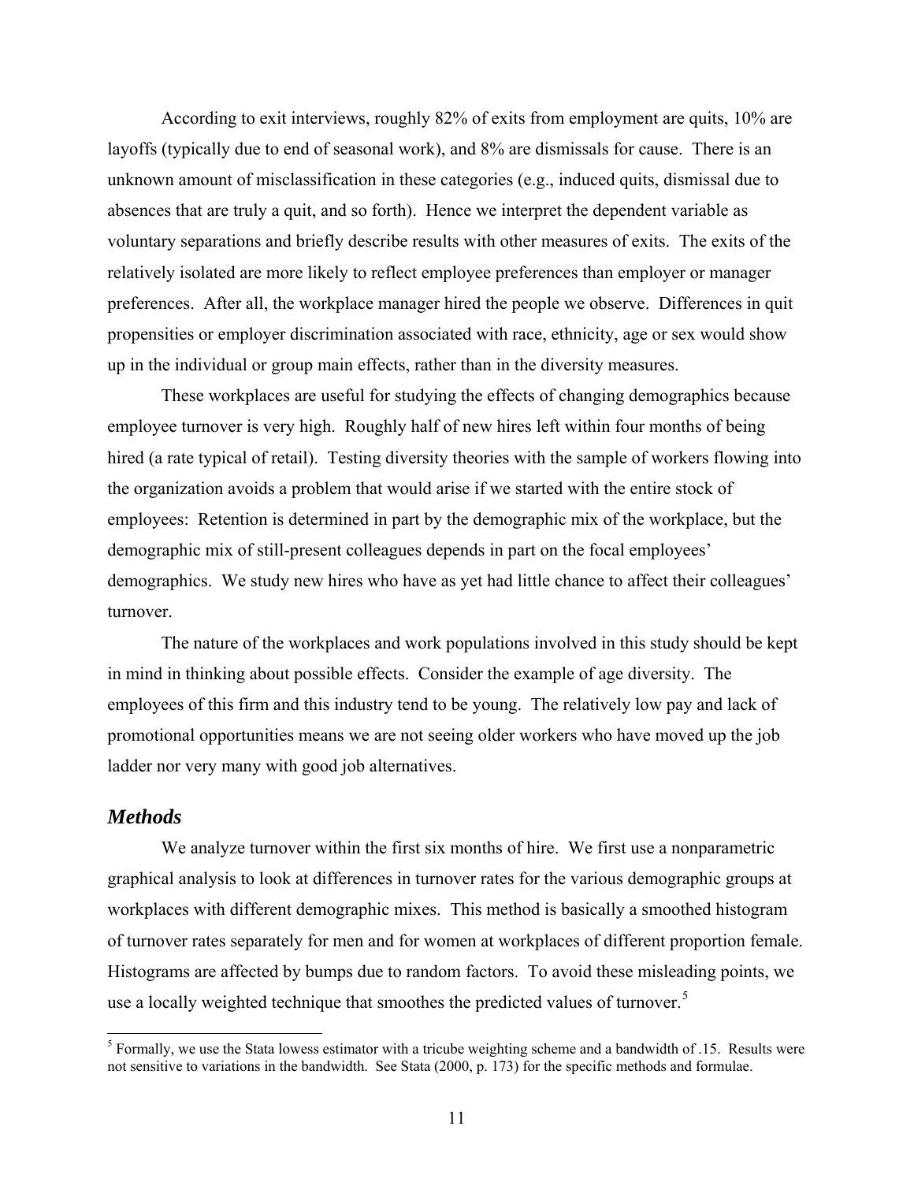According to exit interviews, roughly 82% of exits from employment are quits, 10% are layoffs (typically due to end of seasonal work), and 8% are dismissals for cause. There is an unknown amount of misclassification in these categories (e.g., induced quits, dismissal due to absences that are truly a quit, and so forth). Hence we interpret the dependent variable as voluntary separations and briefly describe results with other measures of exits. The exits of the relatively isolated are more likely to reflect employee preferences than employer or manager preferences. After all, the workplace manager hired the people we observe. Differences in quit propensities or employer discrimination associated with race, ethnicity, age or sex would show up in the individual or group main effects, rather than in the diversity measures.

These workplaces are useful for studying the effects of changing demographics because employee turnover is very high. Roughly half of new hires left within four months of being hired (a rate typical of retail). Testing diversity theories with the sample of workers flowing into the organization avoids a problem that would arise if we started with the entire stock of employees: Retention is determined in part by the demographic mix of the workplace, but the demographic mix of still-present colleagues depends in part on the focal employees' demographics. We study new hires who have as yet had little chance to affect their colleagues' turnover.

The nature of the workplaces and work populations involved in this study should be kept in mind in thinking about possible effects. Consider the example of age diversity. The employees of this firm and this industry tend to be young. The relatively low pay and lack of promotional opportunities means we are not seeing older workers who have moved up the job ladder nor very many with good job alternatives.

## *Methods*

We analyze turnover within the first six months of hire. We first use a nonparametric graphical analysis to look at differences in turnover rates for the various demographic groups at workplaces with different demographic mixes. This method is basically a smoothed histogram of turnover rates separately for men and for women at workplaces of different proportion female. Histograms are affected by bumps due to random factors. To avoid these misleading points, we use a locally weighted technique that smoothes the predicted values of turnover.[5]

[5] Formally, we use the Stata lowess estimator with a tricube weighting scheme and a bandwidth of .15. Results were not sensitive to variations in the bandwidth. See Stata (2000, p. 173) for the specific methods and formulae.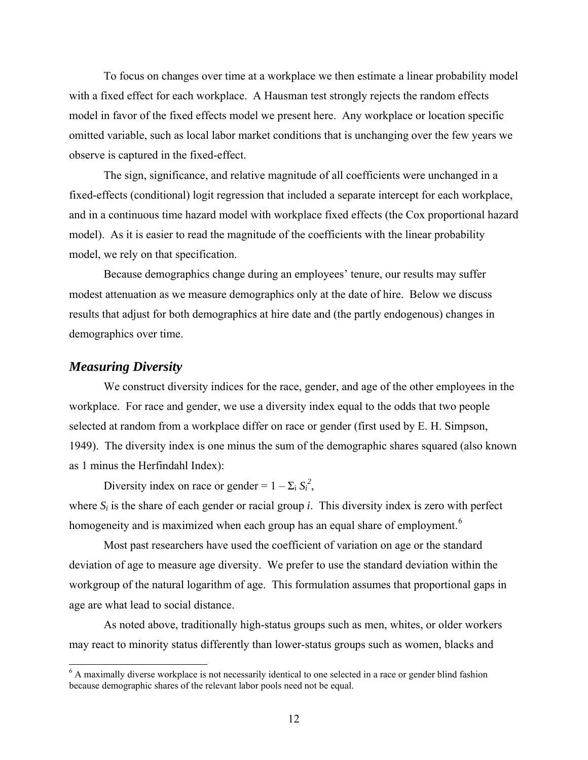To focus on changes over time at a workplace we then estimate a linear probability model with a fixed effect for each workplace. A Hausman test strongly rejects the random effects model in favor of the fixed effects model we present here. Any workplace or location specific omitted variable, such as local labor market conditions that is unchanging over the few years we observe is captured in the fixed-effect.

The sign, significance, and relative magnitude of all coefficients were unchanged in a fixed-effects (conditional) logit regression that included a separate intercept for each workplace, and in a continuous time hazard model with workplace fixed effects (the Cox proportional hazard model). As it is easier to read the magnitude of the coefficients with the linear probability model, we rely on that specification.

Because demographics change during an employees' tenure, our results may suffer modest attenuation as we measure demographics only at the date of hire. Below we discuss results that adjust for both demographics at hire date and (the partly endogenous) changes in demographics over time.

### *Measuring Diversity*

We construct diversity indices for the race, gender, and age of the other employees in the workplace. For race and gender, we use a diversity index equal to the odds that two people selected at random from a workplace differ on race or gender (first used by E. H. Simpson, 1949). The diversity index is one minus the sum of the demographic shares squared (also known as 1 minus the Herfindahl Index):

Diversity index on race or gender = $1 - \Sigma_i S_i^2$,

where $S_i$ is the share of each gender or racial group $i$. This diversity index is zero with perfect homogeneity and is maximized when each group has an equal share of employment.[6]

Most past researchers have used the coefficient of variation on age or the standard deviation of age to measure age diversity. We prefer to use the standard deviation within the workgroup of the natural logarithm of age. This formulation assumes that proportional gaps in age are what lead to social distance.

As noted above, traditionally high-status groups such as men, whites, or older workers may react to minority status differently than lower-status groups such as women, blacks and

[6] A maximally diverse workplace is not necessarily identical to one selected in a race or gender blind fashion because demographic shares of the relevant labor pools need not be equal.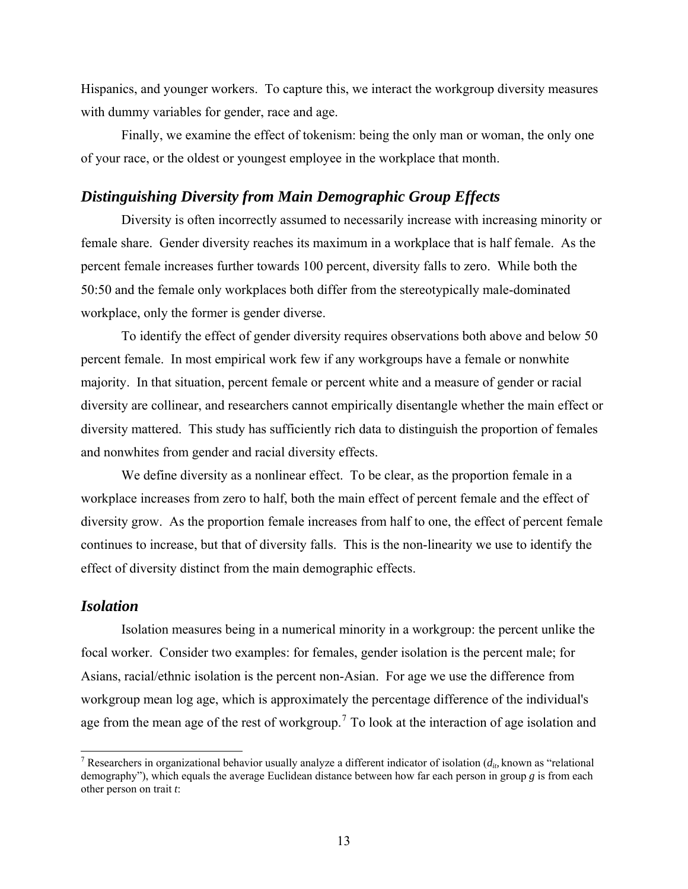Hispanics, and younger workers. To capture this, we interact the workgroup diversity measures with dummy variables for gender, race and age.

Finally, we examine the effect of tokenism: being the only man or woman, the only one of your race, or the oldest or youngest employee in the workplace that month.

### *Distinguishing Diversity from Main Demographic Group Effects*

Diversity is often incorrectly assumed to necessarily increase with increasing minority or female share. Gender diversity reaches its maximum in a workplace that is half female. As the percent female increases further towards 100 percent, diversity falls to zero. While both the 50:50 and the female only workplaces both differ from the stereotypically male-dominated workplace, only the former is gender diverse.

To identify the effect of gender diversity requires observations both above and below 50 percent female. In most empirical work few if any workgroups have a female or nonwhite majority. In that situation, percent female or percent white and a measure of gender or racial diversity are collinear, and researchers cannot empirically disentangle whether the main effect or diversity mattered. This study has sufficiently rich data to distinguish the proportion of females and nonwhites from gender and racial diversity effects.

We define diversity as a nonlinear effect. To be clear, as the proportion female in a workplace increases from zero to half, both the main effect of percent female and the effect of diversity grow. As the proportion female increases from half to one, the effect of percent female continues to increase, but that of diversity falls. This is the non-linearity we use to identify the effect of diversity distinct from the main demographic effects.

### *Isolation*

Isolation measures being in a numerical minority in a workgroup: the percent unlike the focal worker. Consider two examples: for females, gender isolation is the percent male; for Asians, racial/ethnic isolation is the percent non-Asian. For age we use the difference from workgroup mean log age, which is approximately the percentage difference of the individual's age from the mean age of the rest of workgroup.[7] To look at the interaction of age isolation and

[7] Researchers in organizational behavior usually analyze a different indicator of isolation ($d_{it}$, known as "relational demography"), which equals the average Euclidean distance between how far each person in group $g$ is from each other person on trait $t$: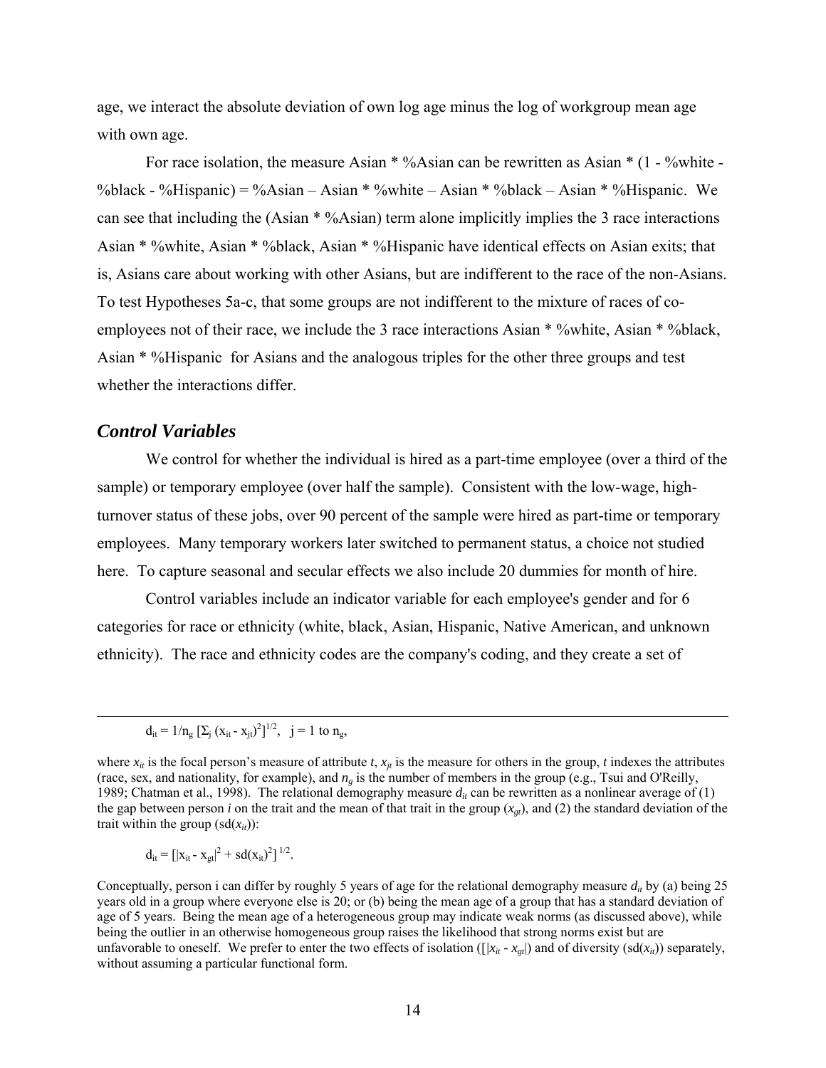age, we interact the absolute deviation of own log age minus the log of workgroup mean age with own age.

For race isolation, the measure Asian * %Asian can be rewritten as Asian * (1 - %white - %black - %Hispanic) = %Asian – Asian * %white – Asian * %black – Asian * %Hispanic. We can see that including the (Asian * %Asian) term alone implicitly implies the 3 race interactions Asian * %white, Asian * %black, Asian * %Hispanic have identical effects on Asian exits; that is, Asians care about working with other Asians, but are indifferent to the race of the non-Asians. To test Hypotheses 5a-c, that some groups are not indifferent to the mixture of races of co-employees not of their race, we include the 3 race interactions Asian * %white, Asian * %black, Asian * %Hispanic for Asians and the analogous triples for the other three groups and test whether the interactions differ.

### *Control Variables*

We control for whether the individual is hired as a part-time employee (over a third of the sample) or temporary employee (over half the sample). Consistent with the low-wage, high-turnover status of these jobs, over 90 percent of the sample were hired as part-time or temporary employees. Many temporary workers later switched to permanent status, a choice not studied here. To capture seasonal and secular effects we also include 20 dummies for month of hire.

Control variables include an indicator variable for each employee's gender and for 6 categories for race or ethnicity (white, black, Asian, Hispanic, Native American, and unknown ethnicity). The race and ethnicity codes are the company's coding, and they create a set of

---

$$d_{it} = 1/n_g \, [\Sigma_j \, (x_{it} - x_{jt})^2]^{1/2}, \quad j = 1 \text{ to } n_g,$$

where $x_{it}$ is the focal person's measure of attribute $t$, $x_{jt}$ is the measure for others in the group, $t$ indexes the attributes (race, sex, and nationality, for example), and $n_g$ is the number of members in the group (e.g., Tsui and O'Reilly, 1989; Chatman et al., 1998). The relational demography measure $d_{it}$ can be rewritten as a nonlinear average of (1) the gap between person $i$ on the trait and the mean of that trait in the group ($x_{gt}$), and (2) the standard deviation of the trait within the group (sd($x_{it}$)):

$$d_{it} = [|x_{it} - x_{gt}|^2 + \text{sd}(x_{it})^2]^{1/2}.$$

Conceptually, person i can differ by roughly 5 years of age for the relational demography measure $d_{it}$ by (a) being 25 years old in a group where everyone else is 20; or (b) being the mean age of a group that has a standard deviation of age of 5 years. Being the mean age of a heterogeneous group may indicate weak norms (as discussed above), while being the outlier in an otherwise homogeneous group raises the likelihood that strong norms exist but are unfavorable to oneself. We prefer to enter the two effects of isolation ($[|x_{it} - x_{gt}|$) and of diversity (sd($x_{it}$)) separately, without assuming a particular functional form.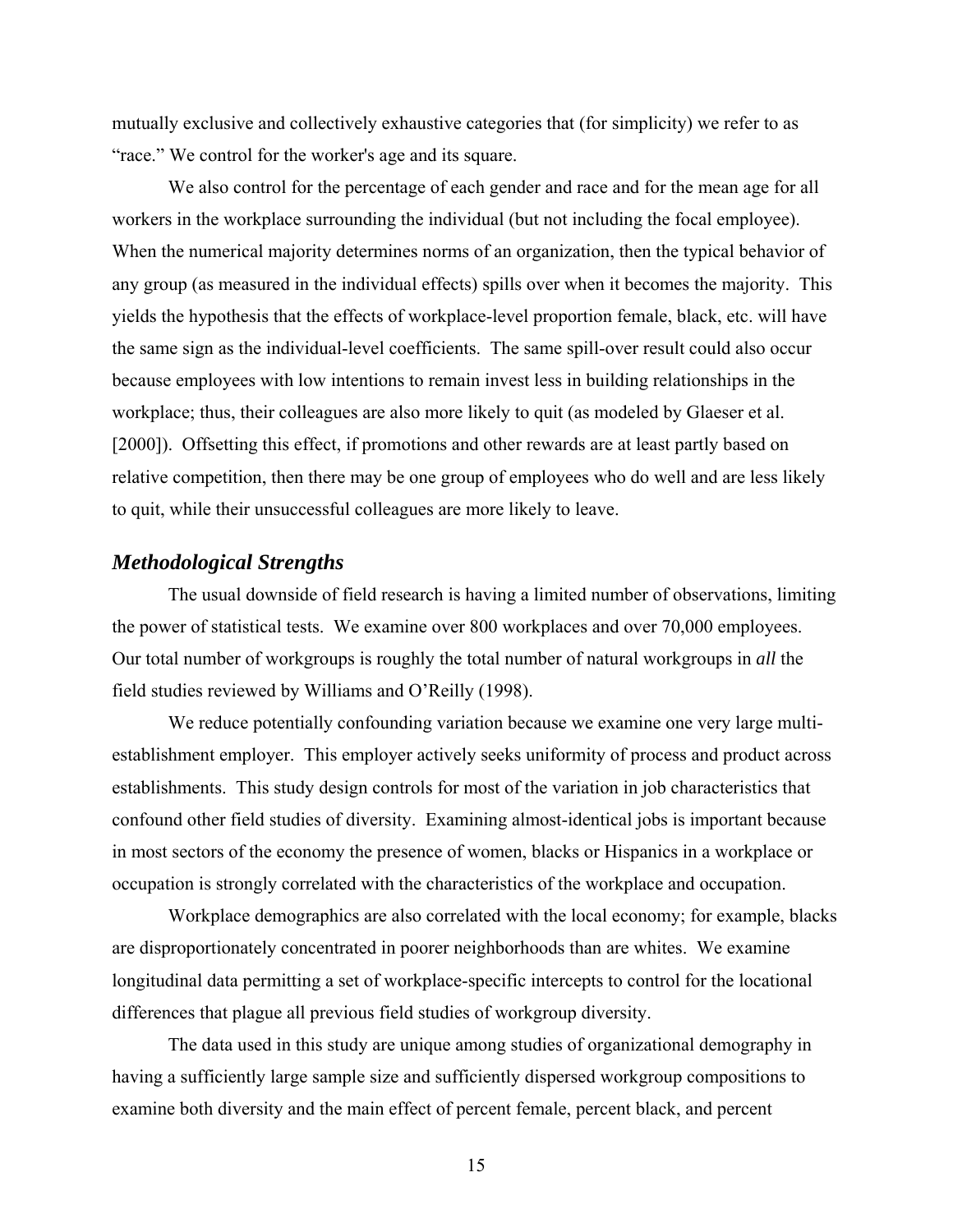mutually exclusive and collectively exhaustive categories that (for simplicity) we refer to as "race." We control for the worker's age and its square.

We also control for the percentage of each gender and race and for the mean age for all workers in the workplace surrounding the individual (but not including the focal employee). When the numerical majority determines norms of an organization, then the typical behavior of any group (as measured in the individual effects) spills over when it becomes the majority. This yields the hypothesis that the effects of workplace-level proportion female, black, etc. will have the same sign as the individual-level coefficients. The same spill-over result could also occur because employees with low intentions to remain invest less in building relationships in the workplace; thus, their colleagues are also more likely to quit (as modeled by Glaeser et al. [2000]). Offsetting this effect, if promotions and other rewards are at least partly based on relative competition, then there may be one group of employees who do well and are less likely to quit, while their unsuccessful colleagues are more likely to leave.

### *Methodological Strengths*

The usual downside of field research is having a limited number of observations, limiting the power of statistical tests. We examine over 800 workplaces and over 70,000 employees. Our total number of workgroups is roughly the total number of natural workgroups in *all* the field studies reviewed by Williams and O'Reilly (1998).

We reduce potentially confounding variation because we examine one very large multi-establishment employer. This employer actively seeks uniformity of process and product across establishments. This study design controls for most of the variation in job characteristics that confound other field studies of diversity. Examining almost-identical jobs is important because in most sectors of the economy the presence of women, blacks or Hispanics in a workplace or occupation is strongly correlated with the characteristics of the workplace and occupation.

Workplace demographics are also correlated with the local economy; for example, blacks are disproportionately concentrated in poorer neighborhoods than are whites. We examine longitudinal data permitting a set of workplace-specific intercepts to control for the locational differences that plague all previous field studies of workgroup diversity.

The data used in this study are unique among studies of organizational demography in having a sufficiently large sample size and sufficiently dispersed workgroup compositions to examine both diversity and the main effect of percent female, percent black, and percent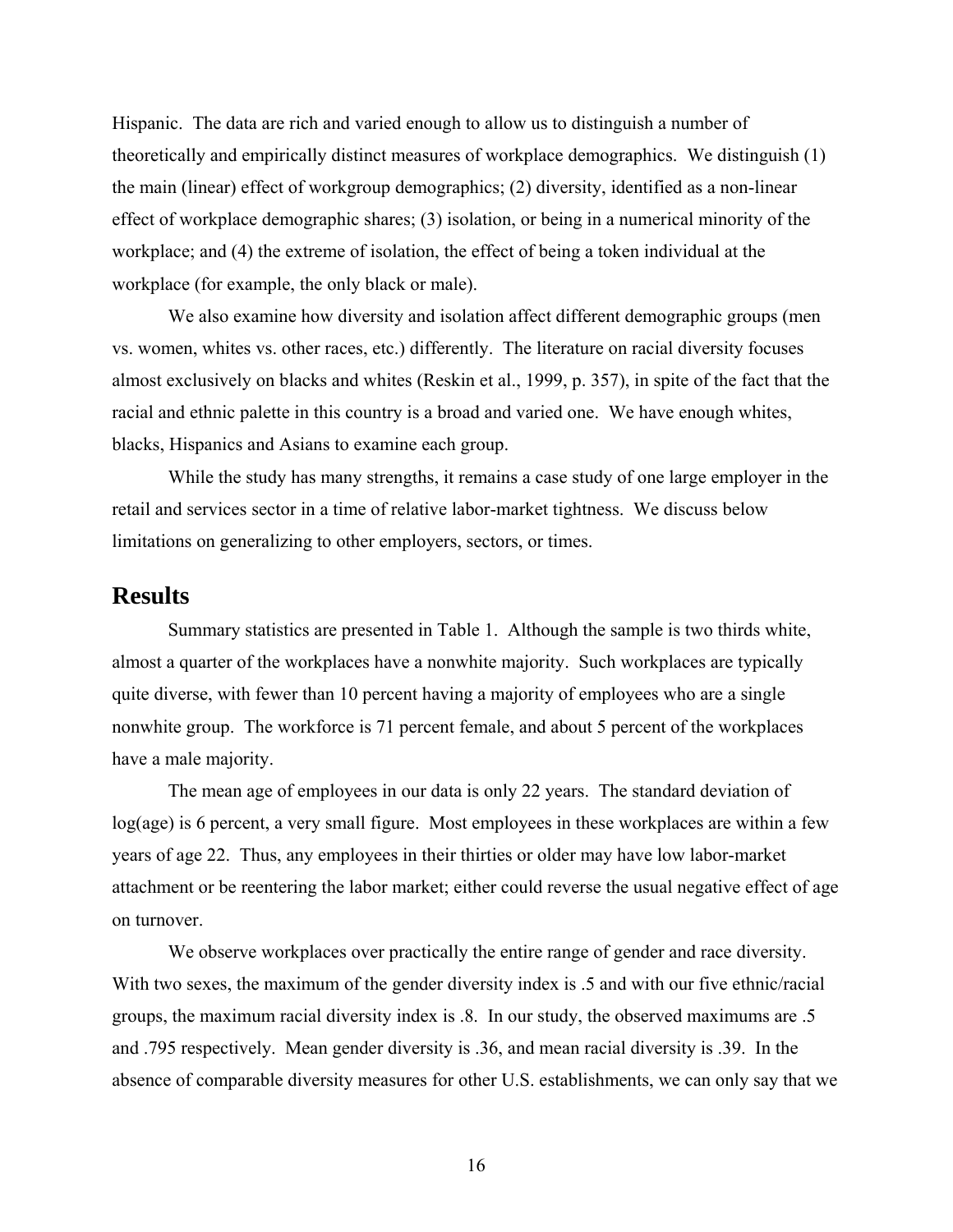Hispanic. The data are rich and varied enough to allow us to distinguish a number of theoretically and empirically distinct measures of workplace demographics. We distinguish (1) the main (linear) effect of workgroup demographics; (2) diversity, identified as a non-linear effect of workplace demographic shares; (3) isolation, or being in a numerical minority of the workplace; and (4) the extreme of isolation, the effect of being a token individual at the workplace (for example, the only black or male).

We also examine how diversity and isolation affect different demographic groups (men vs. women, whites vs. other races, etc.) differently. The literature on racial diversity focuses almost exclusively on blacks and whites (Reskin et al., 1999, p. 357), in spite of the fact that the racial and ethnic palette in this country is a broad and varied one. We have enough whites, blacks, Hispanics and Asians to examine each group.

While the study has many strengths, it remains a case study of one large employer in the retail and services sector in a time of relative labor-market tightness. We discuss below limitations on generalizing to other employers, sectors, or times.

## Results

Summary statistics are presented in Table 1. Although the sample is two thirds white, almost a quarter of the workplaces have a nonwhite majority. Such workplaces are typically quite diverse, with fewer than 10 percent having a majority of employees who are a single nonwhite group. The workforce is 71 percent female, and about 5 percent of the workplaces have a male majority.

The mean age of employees in our data is only 22 years. The standard deviation of log(age) is 6 percent, a very small figure. Most employees in these workplaces are within a few years of age 22. Thus, any employees in their thirties or older may have low labor-market attachment or be reentering the labor market; either could reverse the usual negative effect of age on turnover.

We observe workplaces over practically the entire range of gender and race diversity. With two sexes, the maximum of the gender diversity index is .5 and with our five ethnic/racial groups, the maximum racial diversity index is .8. In our study, the observed maximums are .5 and .795 respectively. Mean gender diversity is .36, and mean racial diversity is .39. In the absence of comparable diversity measures for other U.S. establishments, we can only say that we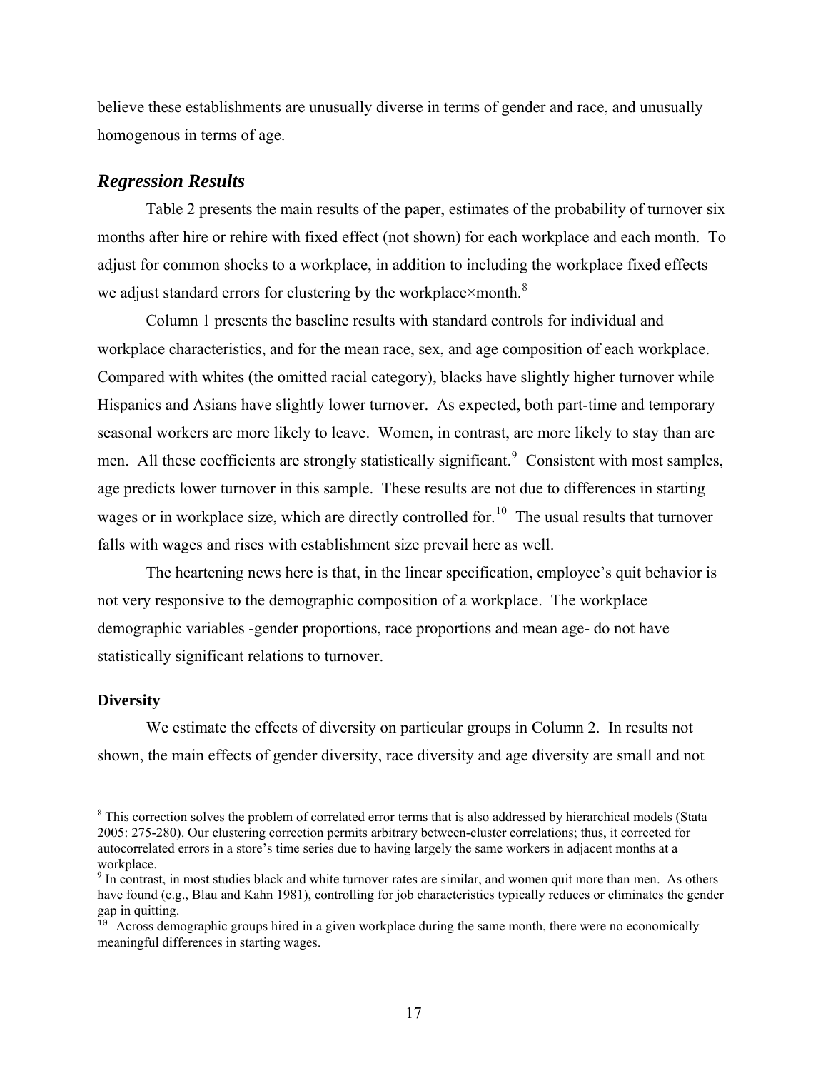believe these establishments are unusually diverse in terms of gender and race, and unusually homogenous in terms of age.

## *Regression Results*

Table 2 presents the main results of the paper, estimates of the probability of turnover six months after hire or rehire with fixed effect (not shown) for each workplace and each month. To adjust for common shocks to a workplace, in addition to including the workplace fixed effects we adjust standard errors for clustering by the workplace×month.[8]

Column 1 presents the baseline results with standard controls for individual and workplace characteristics, and for the mean race, sex, and age composition of each workplace. Compared with whites (the omitted racial category), blacks have slightly higher turnover while Hispanics and Asians have slightly lower turnover. As expected, both part-time and temporary seasonal workers are more likely to leave. Women, in contrast, are more likely to stay than are men. All these coefficients are strongly statistically significant.[9] Consistent with most samples, age predicts lower turnover in this sample. These results are not due to differences in starting wages or in workplace size, which are directly controlled for.[10] The usual results that turnover falls with wages and rises with establishment size prevail here as well.

The heartening news here is that, in the linear specification, employee's quit behavior is not very responsive to the demographic composition of a workplace. The workplace demographic variables -gender proportions, race proportions and mean age- do not have statistically significant relations to turnover.

### Diversity

We estimate the effects of diversity on particular groups in Column 2. In results not shown, the main effects of gender diversity, race diversity and age diversity are small and not

---

[8] This correction solves the problem of correlated error terms that is also addressed by hierarchical models (Stata 2005: 275-280). Our clustering correction permits arbitrary between-cluster correlations; thus, it corrected for autocorrelated errors in a store's time series due to having largely the same workers in adjacent months at a workplace.

[9] In contrast, in most studies black and white turnover rates are similar, and women quit more than men. As others have found (e.g., Blau and Kahn 1981), controlling for job characteristics typically reduces or eliminates the gender gap in quitting.

[10] Across demographic groups hired in a given workplace during the same month, there were no economically meaningful differences in starting wages.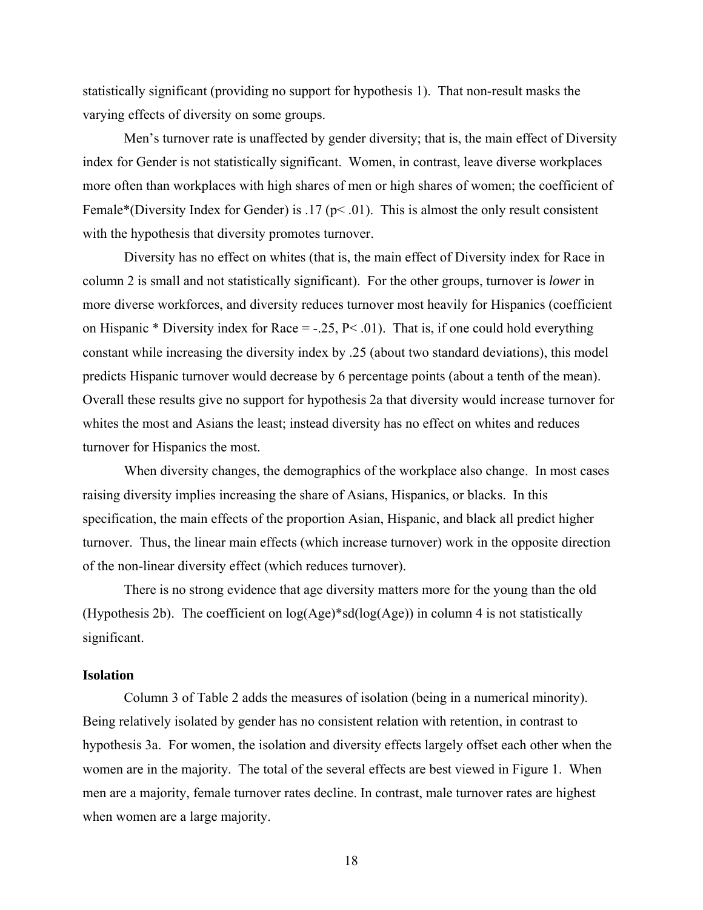statistically significant (providing no support for hypothesis 1). That non-result masks the varying effects of diversity on some groups.

Men's turnover rate is unaffected by gender diversity; that is, the main effect of Diversity index for Gender is not statistically significant. Women, in contrast, leave diverse workplaces more often than workplaces with high shares of men or high shares of women; the coefficient of Female*(Diversity Index for Gender) is .17 ($p < .01$). This is almost the only result consistent with the hypothesis that diversity promotes turnover.

Diversity has no effect on whites (that is, the main effect of Diversity index for Race in column 2 is small and not statistically significant). For the other groups, turnover is *lower* in more diverse workforces, and diversity reduces turnover most heavily for Hispanics (coefficient on Hispanic * Diversity index for Race = -.25, $P < .01$). That is, if one could hold everything constant while increasing the diversity index by .25 (about two standard deviations), this model predicts Hispanic turnover would decrease by 6 percentage points (about a tenth of the mean). Overall these results give no support for hypothesis 2a that diversity would increase turnover for whites the most and Asians the least; instead diversity has no effect on whites and reduces turnover for Hispanics the most.

When diversity changes, the demographics of the workplace also change. In most cases raising diversity implies increasing the share of Asians, Hispanics, or blacks. In this specification, the main effects of the proportion Asian, Hispanic, and black all predict higher turnover. Thus, the linear main effects (which increase turnover) work in the opposite direction of the non-linear diversity effect (which reduces turnover).

There is no strong evidence that age diversity matters more for the young than the old (Hypothesis 2b). The coefficient on log(Age)*sd(log(Age)) in column 4 is not statistically significant.

### Isolation

Column 3 of Table 2 adds the measures of isolation (being in a numerical minority). Being relatively isolated by gender has no consistent relation with retention, in contrast to hypothesis 3a. For women, the isolation and diversity effects largely offset each other when the women are in the majority. The total of the several effects are best viewed in Figure 1. When men are a majority, female turnover rates decline. In contrast, male turnover rates are highest when women are a large majority.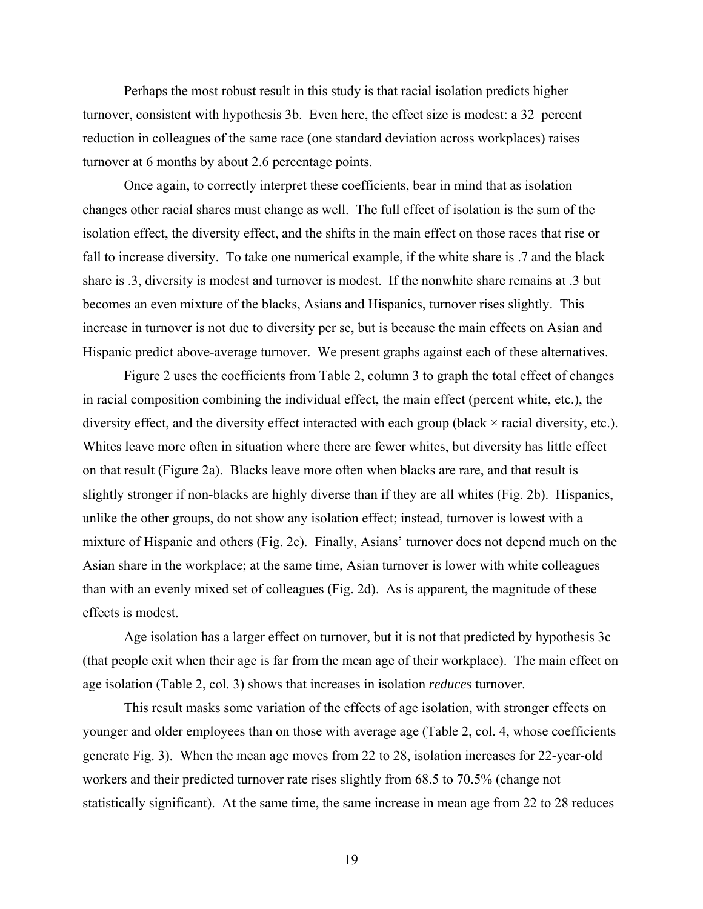Perhaps the most robust result in this study is that racial isolation predicts higher turnover, consistent with hypothesis 3b. Even here, the effect size is modest: a 32 percent reduction in colleagues of the same race (one standard deviation across workplaces) raises turnover at 6 months by about 2.6 percentage points.

Once again, to correctly interpret these coefficients, bear in mind that as isolation changes other racial shares must change as well. The full effect of isolation is the sum of the isolation effect, the diversity effect, and the shifts in the main effect on those races that rise or fall to increase diversity. To take one numerical example, if the white share is .7 and the black share is .3, diversity is modest and turnover is modest. If the nonwhite share remains at .3 but becomes an even mixture of the blacks, Asians and Hispanics, turnover rises slightly. This increase in turnover is not due to diversity per se, but is because the main effects on Asian and Hispanic predict above-average turnover. We present graphs against each of these alternatives.

Figure 2 uses the coefficients from Table 2, column 3 to graph the total effect of changes in racial composition combining the individual effect, the main effect (percent white, etc.), the diversity effect, and the diversity effect interacted with each group (black × racial diversity, etc.). Whites leave more often in situation where there are fewer whites, but diversity has little effect on that result (Figure 2a). Blacks leave more often when blacks are rare, and that result is slightly stronger if non-blacks are highly diverse than if they are all whites (Fig. 2b). Hispanics, unlike the other groups, do not show any isolation effect; instead, turnover is lowest with a mixture of Hispanic and others (Fig. 2c). Finally, Asians' turnover does not depend much on the Asian share in the workplace; at the same time, Asian turnover is lower with white colleagues than with an evenly mixed set of colleagues (Fig. 2d). As is apparent, the magnitude of these effects is modest.

Age isolation has a larger effect on turnover, but it is not that predicted by hypothesis 3c (that people exit when their age is far from the mean age of their workplace). The main effect on age isolation (Table 2, col. 3) shows that increases in isolation *reduces* turnover.

This result masks some variation of the effects of age isolation, with stronger effects on younger and older employees than on those with average age (Table 2, col. 4, whose coefficients generate Fig. 3). When the mean age moves from 22 to 28, isolation increases for 22-year-old workers and their predicted turnover rate rises slightly from 68.5 to 70.5% (change not statistically significant). At the same time, the same increase in mean age from 22 to 28 reduces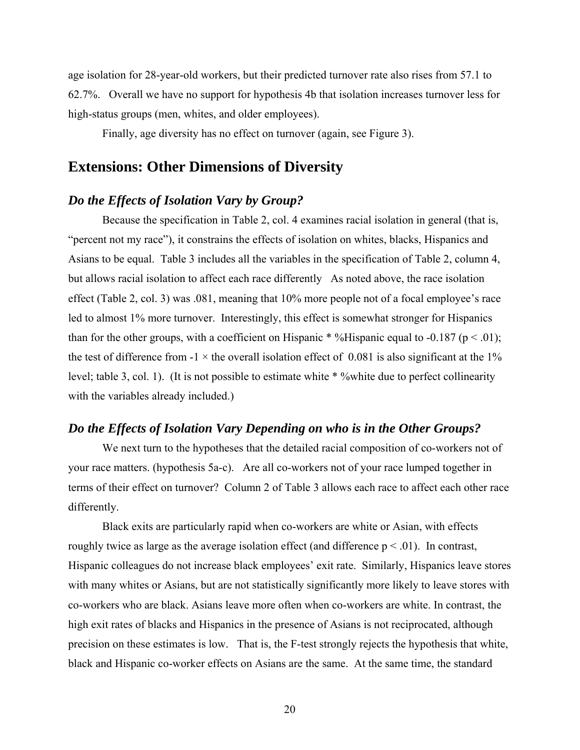age isolation for 28-year-old workers, but their predicted turnover rate also rises from 57.1 to 62.7%. Overall we have no support for hypothesis 4b that isolation increases turnover less for high-status groups (men, whites, and older employees).

Finally, age diversity has no effect on turnover (again, see Figure 3).

## Extensions: Other Dimensions of Diversity

### *Do the Effects of Isolation Vary by Group?*

Because the specification in Table 2, col. 4 examines racial isolation in general (that is, "percent not my race"), it constrains the effects of isolation on whites, blacks, Hispanics and Asians to be equal. Table 3 includes all the variables in the specification of Table 2, column 4, but allows racial isolation to affect each race differently As noted above, the race isolation effect (Table 2, col. 3) was .081, meaning that 10% more people not of a focal employee's race led to almost 1% more turnover. Interestingly, this effect is somewhat stronger for Hispanics than for the other groups, with a coefficient on Hispanic * %Hispanic equal to -0.187 ($p < .01$); the test of difference from $-1 \times$ the overall isolation effect of 0.081 is also significant at the 1% level; table 3, col. 1). (It is not possible to estimate white * %white due to perfect collinearity with the variables already included.)

### *Do the Effects of Isolation Vary Depending on who is in the Other Groups?*

We next turn to the hypotheses that the detailed racial composition of co-workers not of your race matters. (hypothesis 5a-c). Are all co-workers not of your race lumped together in terms of their effect on turnover? Column 2 of Table 3 allows each race to affect each other race differently.

Black exits are particularly rapid when co-workers are white or Asian, with effects roughly twice as large as the average isolation effect (and difference $p < .01$). In contrast, Hispanic colleagues do not increase black employees' exit rate. Similarly, Hispanics leave stores with many whites or Asians, but are not statistically significantly more likely to leave stores with co-workers who are black. Asians leave more often when co-workers are white. In contrast, the high exit rates of blacks and Hispanics in the presence of Asians is not reciprocated, although precision on these estimates is low. That is, the F-test strongly rejects the hypothesis that white, black and Hispanic co-worker effects on Asians are the same. At the same time, the standard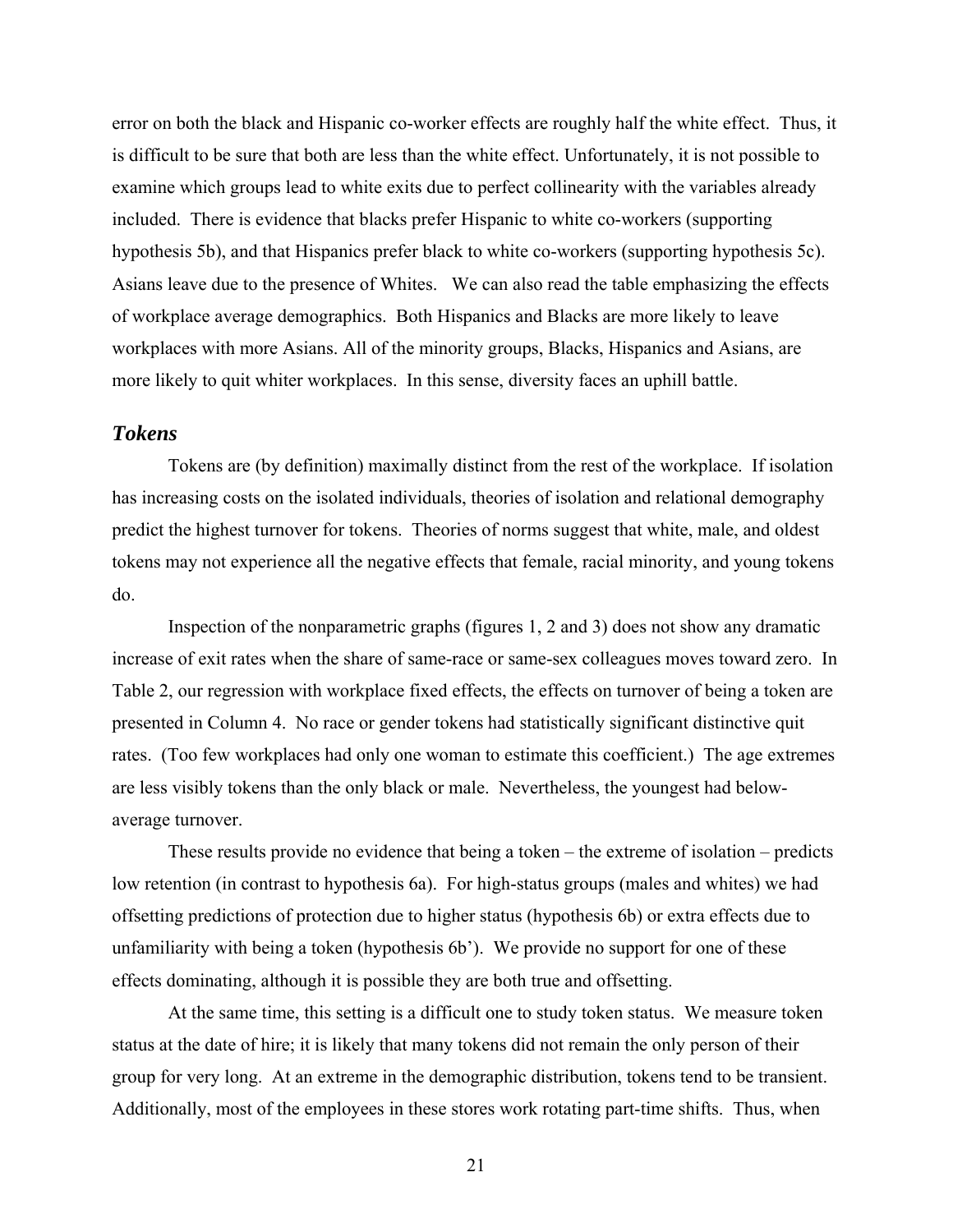error on both the black and Hispanic co-worker effects are roughly half the white effect. Thus, it is difficult to be sure that both are less than the white effect. Unfortunately, it is not possible to examine which groups lead to white exits due to perfect collinearity with the variables already included. There is evidence that blacks prefer Hispanic to white co-workers (supporting hypothesis 5b), and that Hispanics prefer black to white co-workers (supporting hypothesis 5c). Asians leave due to the presence of Whites. We can also read the table emphasizing the effects of workplace average demographics. Both Hispanics and Blacks are more likely to leave workplaces with more Asians. All of the minority groups, Blacks, Hispanics and Asians, are more likely to quit whiter workplaces. In this sense, diversity faces an uphill battle.

### *Tokens*

Tokens are (by definition) maximally distinct from the rest of the workplace. If isolation has increasing costs on the isolated individuals, theories of isolation and relational demography predict the highest turnover for tokens. Theories of norms suggest that white, male, and oldest tokens may not experience all the negative effects that female, racial minority, and young tokens do.

Inspection of the nonparametric graphs (figures 1, 2 and 3) does not show any dramatic increase of exit rates when the share of same-race or same-sex colleagues moves toward zero. In Table 2, our regression with workplace fixed effects, the effects on turnover of being a token are presented in Column 4. No race or gender tokens had statistically significant distinctive quit rates. (Too few workplaces had only one woman to estimate this coefficient.) The age extremes are less visibly tokens than the only black or male. Nevertheless, the youngest had below-average turnover.

These results provide no evidence that being a token – the extreme of isolation – predicts low retention (in contrast to hypothesis 6a). For high-status groups (males and whites) we had offsetting predictions of protection due to higher status (hypothesis 6b) or extra effects due to unfamiliarity with being a token (hypothesis 6b'). We provide no support for one of these effects dominating, although it is possible they are both true and offsetting.

At the same time, this setting is a difficult one to study token status. We measure token status at the date of hire; it is likely that many tokens did not remain the only person of their group for very long. At an extreme in the demographic distribution, tokens tend to be transient. Additionally, most of the employees in these stores work rotating part-time shifts. Thus, when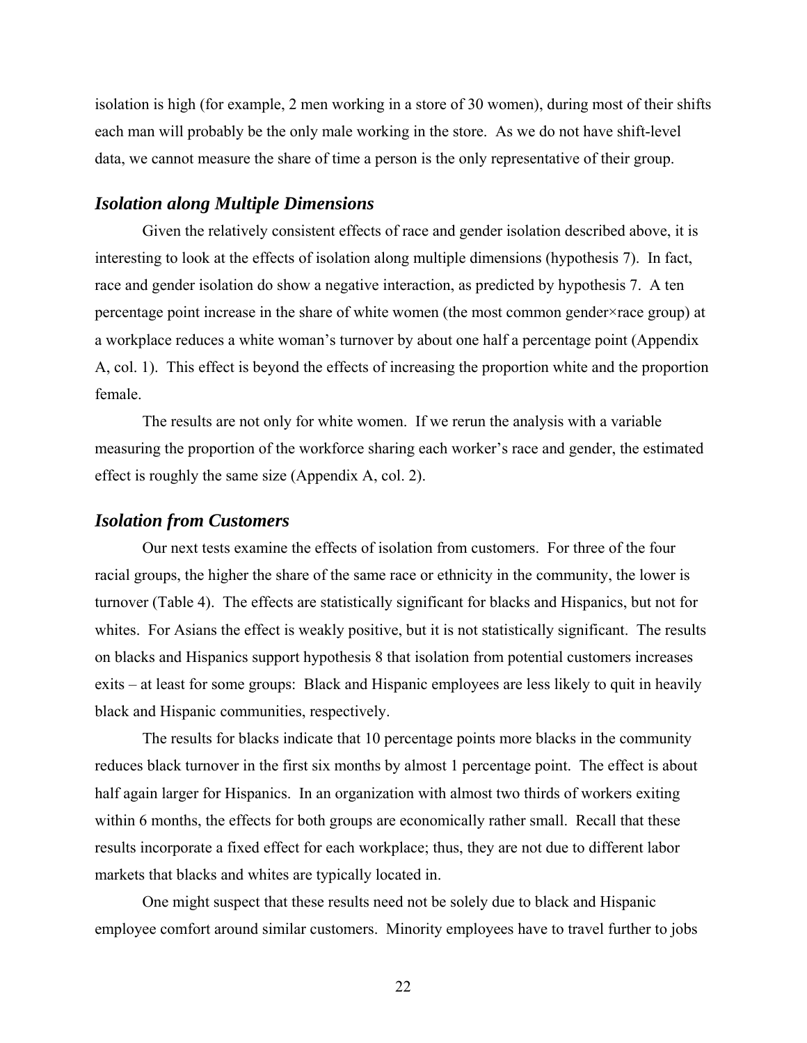isolation is high (for example, 2 men working in a store of 30 women), during most of their shifts each man will probably be the only male working in the store. As we do not have shift-level data, we cannot measure the share of time a person is the only representative of their group.

### *Isolation along Multiple Dimensions*

Given the relatively consistent effects of race and gender isolation described above, it is interesting to look at the effects of isolation along multiple dimensions (hypothesis 7). In fact, race and gender isolation do show a negative interaction, as predicted by hypothesis 7. A ten percentage point increase in the share of white women (the most common gender×race group) at a workplace reduces a white woman's turnover by about one half a percentage point (Appendix A, col. 1). This effect is beyond the effects of increasing the proportion white and the proportion female.

The results are not only for white women. If we rerun the analysis with a variable measuring the proportion of the workforce sharing each worker's race and gender, the estimated effect is roughly the same size (Appendix A, col. 2).

### *Isolation from Customers*

Our next tests examine the effects of isolation from customers. For three of the four racial groups, the higher the share of the same race or ethnicity in the community, the lower is turnover (Table 4). The effects are statistically significant for blacks and Hispanics, but not for whites. For Asians the effect is weakly positive, but it is not statistically significant. The results on blacks and Hispanics support hypothesis 8 that isolation from potential customers increases exits – at least for some groups: Black and Hispanic employees are less likely to quit in heavily black and Hispanic communities, respectively.

The results for blacks indicate that 10 percentage points more blacks in the community reduces black turnover in the first six months by almost 1 percentage point. The effect is about half again larger for Hispanics. In an organization with almost two thirds of workers exiting within 6 months, the effects for both groups are economically rather small. Recall that these results incorporate a fixed effect for each workplace; thus, they are not due to different labor markets that blacks and whites are typically located in.

One might suspect that these results need not be solely due to black and Hispanic employee comfort around similar customers. Minority employees have to travel further to jobs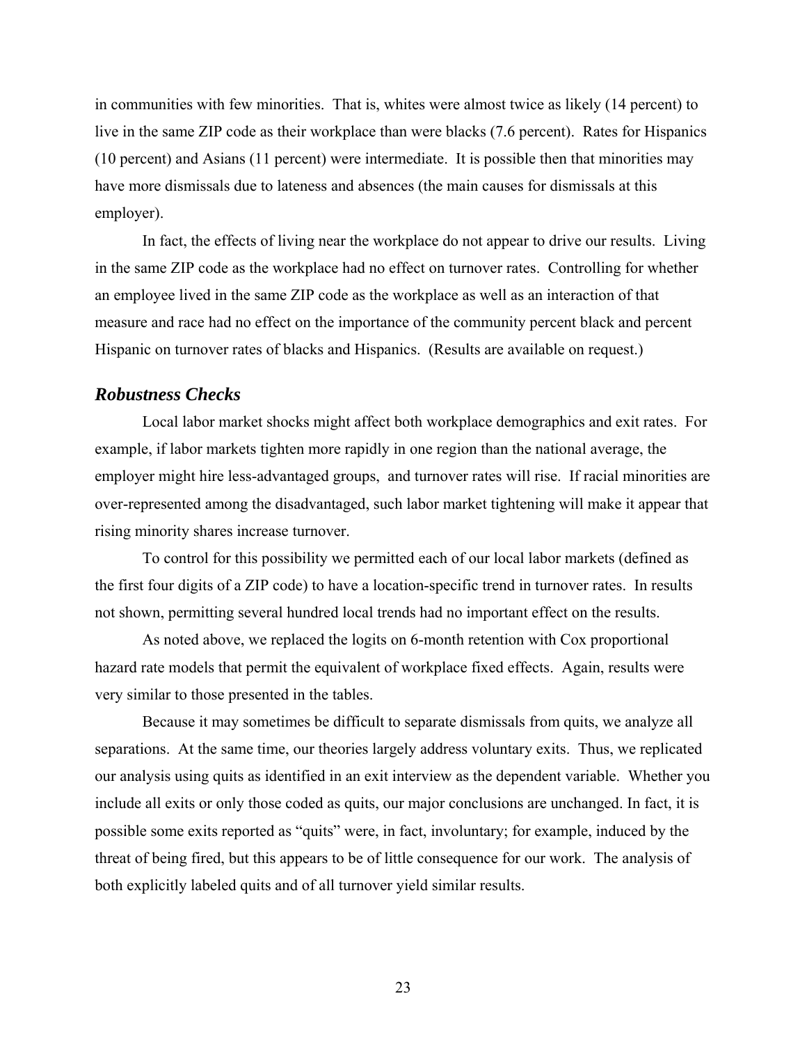in communities with few minorities. That is, whites were almost twice as likely (14 percent) to live in the same ZIP code as their workplace than were blacks (7.6 percent). Rates for Hispanics (10 percent) and Asians (11 percent) were intermediate. It is possible then that minorities may have more dismissals due to lateness and absences (the main causes for dismissals at this employer).

In fact, the effects of living near the workplace do not appear to drive our results. Living in the same ZIP code as the workplace had no effect on turnover rates. Controlling for whether an employee lived in the same ZIP code as the workplace as well as an interaction of that measure and race had no effect on the importance of the community percent black and percent Hispanic on turnover rates of blacks and Hispanics. (Results are available on request.)

### *Robustness Checks*

Local labor market shocks might affect both workplace demographics and exit rates. For example, if labor markets tighten more rapidly in one region than the national average, the employer might hire less-advantaged groups, and turnover rates will rise. If racial minorities are over-represented among the disadvantaged, such labor market tightening will make it appear that rising minority shares increase turnover.

To control for this possibility we permitted each of our local labor markets (defined as the first four digits of a ZIP code) to have a location-specific trend in turnover rates. In results not shown, permitting several hundred local trends had no important effect on the results.

As noted above, we replaced the logits on 6-month retention with Cox proportional hazard rate models that permit the equivalent of workplace fixed effects. Again, results were very similar to those presented in the tables.

Because it may sometimes be difficult to separate dismissals from quits, we analyze all separations. At the same time, our theories largely address voluntary exits. Thus, we replicated our analysis using quits as identified in an exit interview as the dependent variable. Whether you include all exits or only those coded as quits, our major conclusions are unchanged. In fact, it is possible some exits reported as "quits" were, in fact, involuntary; for example, induced by the threat of being fired, but this appears to be of little consequence for our work. The analysis of both explicitly labeled quits and of all turnover yield similar results.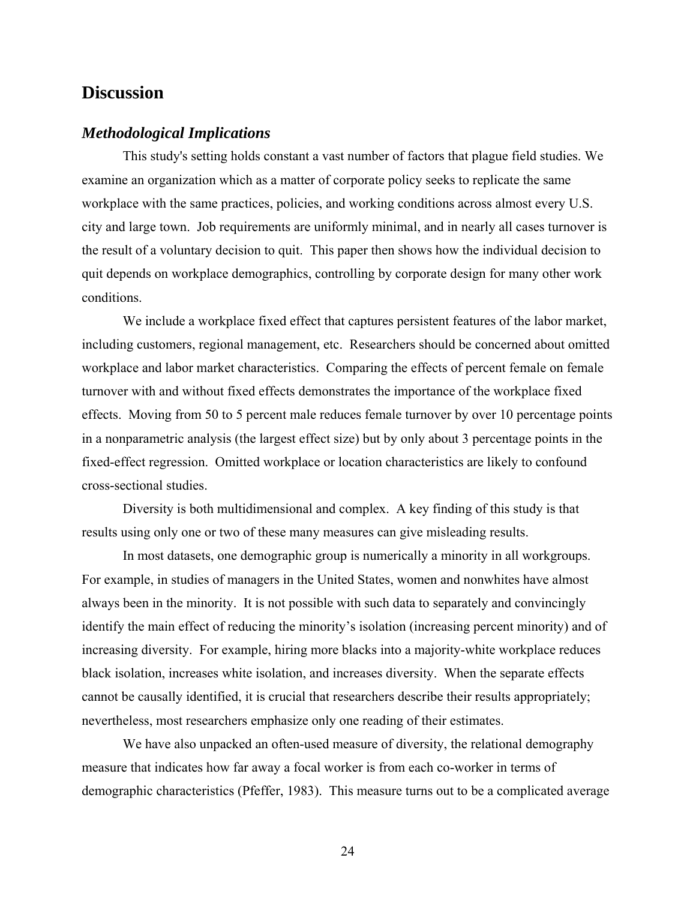## Discussion

### *Methodological Implications*

This study's setting holds constant a vast number of factors that plague field studies. We examine an organization which as a matter of corporate policy seeks to replicate the same workplace with the same practices, policies, and working conditions across almost every U.S. city and large town. Job requirements are uniformly minimal, and in nearly all cases turnover is the result of a voluntary decision to quit. This paper then shows how the individual decision to quit depends on workplace demographics, controlling by corporate design for many other work conditions.

We include a workplace fixed effect that captures persistent features of the labor market, including customers, regional management, etc. Researchers should be concerned about omitted workplace and labor market characteristics. Comparing the effects of percent female on female turnover with and without fixed effects demonstrates the importance of the workplace fixed effects. Moving from 50 to 5 percent male reduces female turnover by over 10 percentage points in a nonparametric analysis (the largest effect size) but by only about 3 percentage points in the fixed-effect regression. Omitted workplace or location characteristics are likely to confound cross-sectional studies.

Diversity is both multidimensional and complex. A key finding of this study is that results using only one or two of these many measures can give misleading results.

In most datasets, one demographic group is numerically a minority in all workgroups. For example, in studies of managers in the United States, women and nonwhites have almost always been in the minority. It is not possible with such data to separately and convincingly identify the main effect of reducing the minority's isolation (increasing percent minority) and of increasing diversity. For example, hiring more blacks into a majority-white workplace reduces black isolation, increases white isolation, and increases diversity. When the separate effects cannot be causally identified, it is crucial that researchers describe their results appropriately; nevertheless, most researchers emphasize only one reading of their estimates.

We have also unpacked an often-used measure of diversity, the relational demography measure that indicates how far away a focal worker is from each co-worker in terms of demographic characteristics (Pfeffer, 1983). This measure turns out to be a complicated average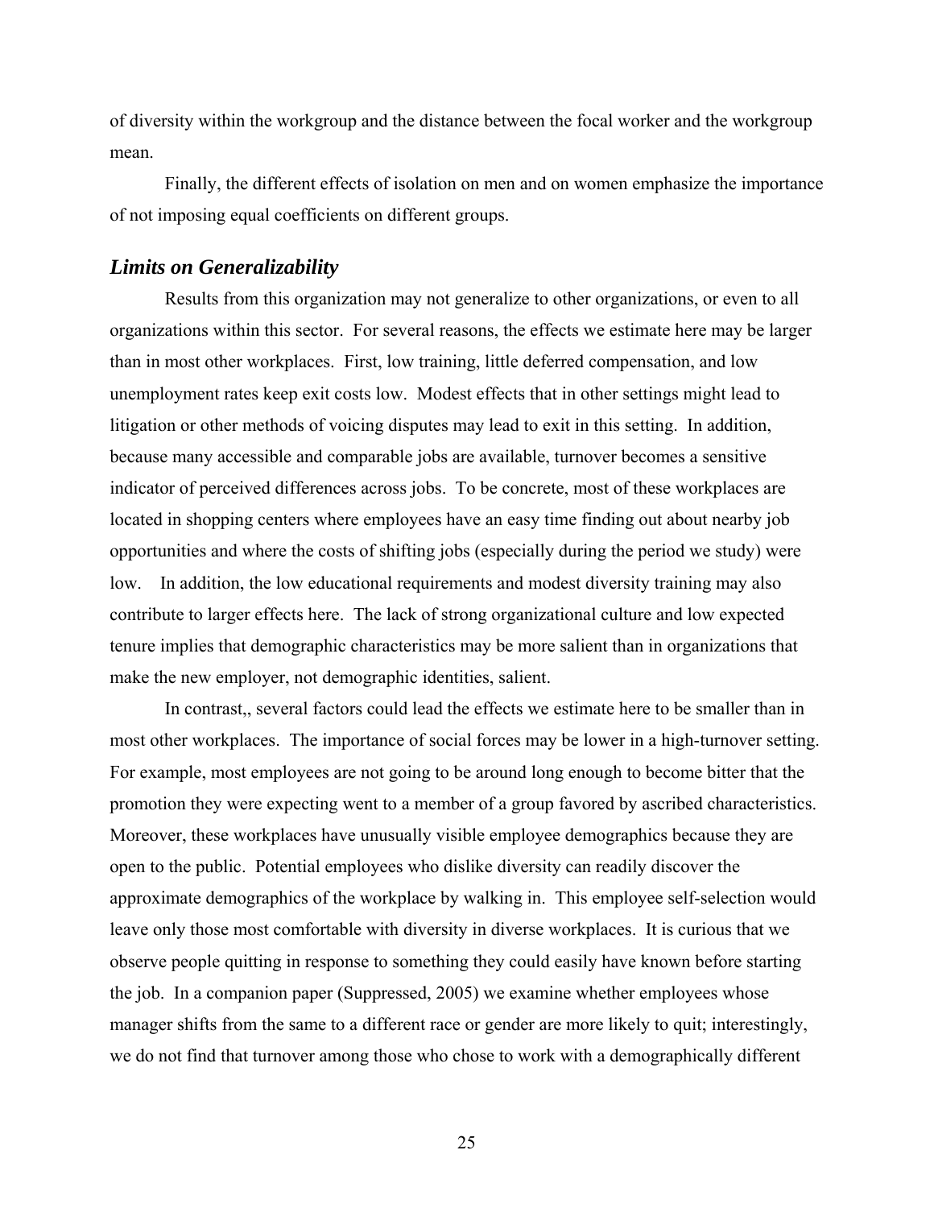of diversity within the workgroup and the distance between the focal worker and the workgroup mean.

Finally, the different effects of isolation on men and on women emphasize the importance of not imposing equal coefficients on different groups.

### *Limits on Generalizability*

Results from this organization may not generalize to other organizations, or even to all organizations within this sector. For several reasons, the effects we estimate here may be larger than in most other workplaces. First, low training, little deferred compensation, and low unemployment rates keep exit costs low. Modest effects that in other settings might lead to litigation or other methods of voicing disputes may lead to exit in this setting. In addition, because many accessible and comparable jobs are available, turnover becomes a sensitive indicator of perceived differences across jobs. To be concrete, most of these workplaces are located in shopping centers where employees have an easy time finding out about nearby job opportunities and where the costs of shifting jobs (especially during the period we study) were low. In addition, the low educational requirements and modest diversity training may also contribute to larger effects here. The lack of strong organizational culture and low expected tenure implies that demographic characteristics may be more salient than in organizations that make the new employer, not demographic identities, salient.

In contrast,, several factors could lead the effects we estimate here to be smaller than in most other workplaces. The importance of social forces may be lower in a high-turnover setting. For example, most employees are not going to be around long enough to become bitter that the promotion they were expecting went to a member of a group favored by ascribed characteristics. Moreover, these workplaces have unusually visible employee demographics because they are open to the public. Potential employees who dislike diversity can readily discover the approximate demographics of the workplace by walking in. This employee self-selection would leave only those most comfortable with diversity in diverse workplaces. It is curious that we observe people quitting in response to something they could easily have known before starting the job. In a companion paper (Suppressed, 2005) we examine whether employees whose manager shifts from the same to a different race or gender are more likely to quit; interestingly, we do not find that turnover among those who chose to work with a demographically different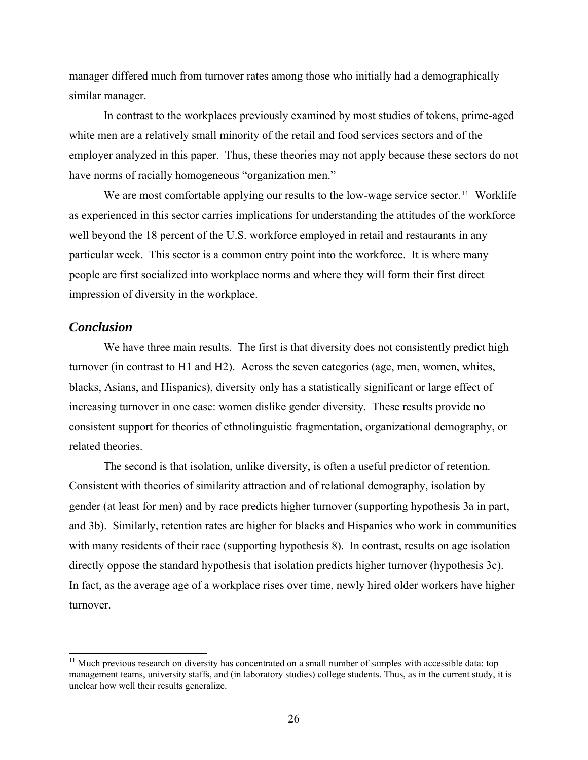manager differed much from turnover rates among those who initially had a demographically similar manager.

In contrast to the workplaces previously examined by most studies of tokens, prime-aged white men are a relatively small minority of the retail and food services sectors and of the employer analyzed in this paper. Thus, these theories may not apply because these sectors do not have norms of racially homogeneous "organization men."

We are most comfortable applying our results to the low-wage service sector.[11] Worklife as experienced in this sector carries implications for understanding the attitudes of the workforce well beyond the 18 percent of the U.S. workforce employed in retail and restaurants in any particular week. This sector is a common entry point into the workforce. It is where many people are first socialized into workplace norms and where they will form their first direct impression of diversity in the workplace.

## *Conclusion*

We have three main results. The first is that diversity does not consistently predict high turnover (in contrast to H1 and H2). Across the seven categories (age, men, women, whites, blacks, Asians, and Hispanics), diversity only has a statistically significant or large effect of increasing turnover in one case: women dislike gender diversity. These results provide no consistent support for theories of ethnolinguistic fragmentation, organizational demography, or related theories.

The second is that isolation, unlike diversity, is often a useful predictor of retention. Consistent with theories of similarity attraction and of relational demography, isolation by gender (at least for men) and by race predicts higher turnover (supporting hypothesis 3a in part, and 3b). Similarly, retention rates are higher for blacks and Hispanics who work in communities with many residents of their race (supporting hypothesis 8). In contrast, results on age isolation directly oppose the standard hypothesis that isolation predicts higher turnover (hypothesis 3c). In fact, as the average age of a workplace rises over time, newly hired older workers have higher turnover.

[11] Much previous research on diversity has concentrated on a small number of samples with accessible data: top management teams, university staffs, and (in laboratory studies) college students. Thus, as in the current study, it is unclear how well their results generalize.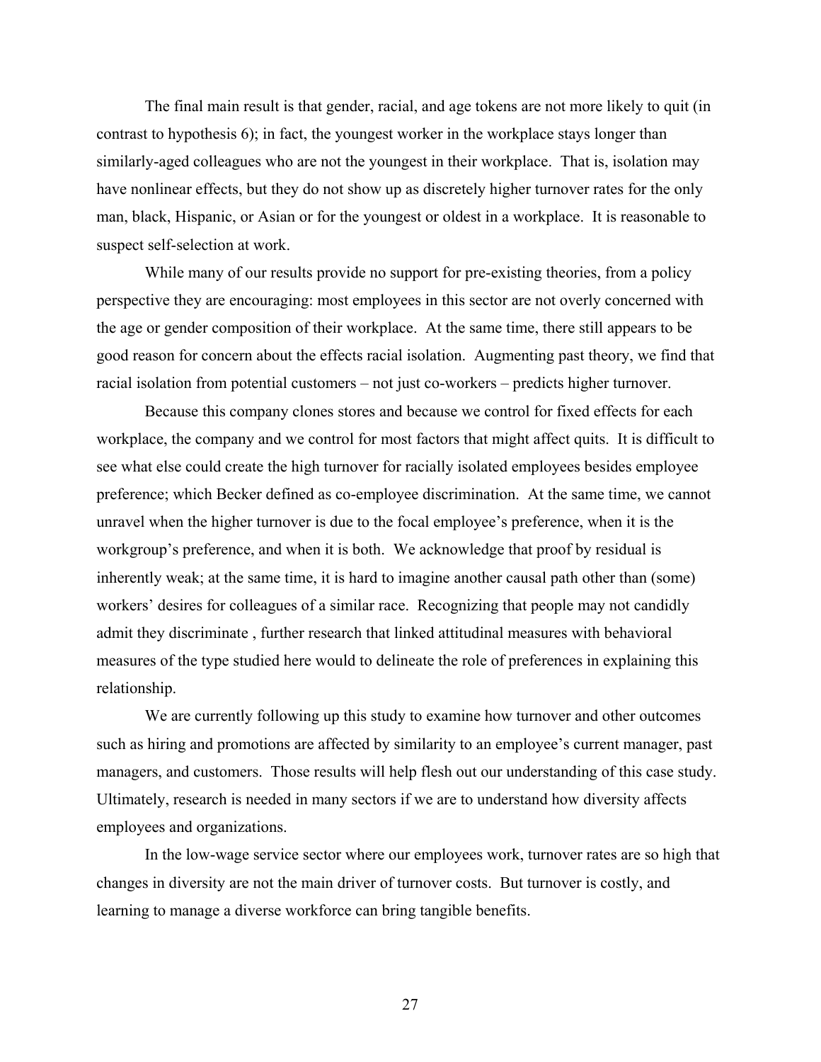The final main result is that gender, racial, and age tokens are not more likely to quit (in contrast to hypothesis 6); in fact, the youngest worker in the workplace stays longer than similarly-aged colleagues who are not the youngest in their workplace. That is, isolation may have nonlinear effects, but they do not show up as discretely higher turnover rates for the only man, black, Hispanic, or Asian or for the youngest or oldest in a workplace. It is reasonable to suspect self-selection at work.

While many of our results provide no support for pre-existing theories, from a policy perspective they are encouraging: most employees in this sector are not overly concerned with the age or gender composition of their workplace. At the same time, there still appears to be good reason for concern about the effects racial isolation. Augmenting past theory, we find that racial isolation from potential customers – not just co-workers – predicts higher turnover.

Because this company clones stores and because we control for fixed effects for each workplace, the company and we control for most factors that might affect quits. It is difficult to see what else could create the high turnover for racially isolated employees besides employee preference; which Becker defined as co-employee discrimination. At the same time, we cannot unravel when the higher turnover is due to the focal employee's preference, when it is the workgroup's preference, and when it is both. We acknowledge that proof by residual is inherently weak; at the same time, it is hard to imagine another causal path other than (some) workers' desires for colleagues of a similar race. Recognizing that people may not candidly admit they discriminate , further research that linked attitudinal measures with behavioral measures of the type studied here would to delineate the role of preferences in explaining this relationship.

We are currently following up this study to examine how turnover and other outcomes such as hiring and promotions are affected by similarity to an employee's current manager, past managers, and customers. Those results will help flesh out our understanding of this case study. Ultimately, research is needed in many sectors if we are to understand how diversity affects employees and organizations.

In the low-wage service sector where our employees work, turnover rates are so high that changes in diversity are not the main driver of turnover costs. But turnover is costly, and learning to manage a diverse workforce can bring tangible benefits.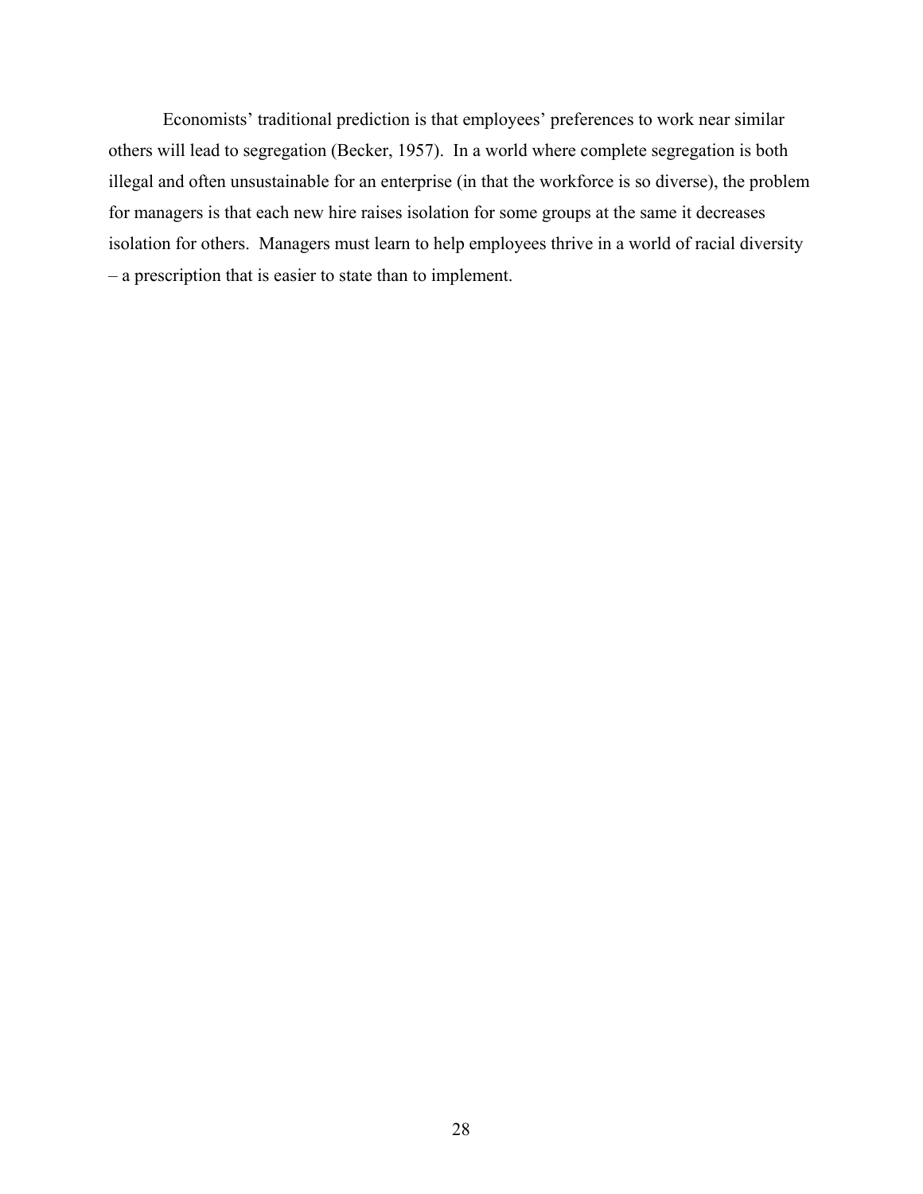Economists' traditional prediction is that employees' preferences to work near similar others will lead to segregation (Becker, 1957). In a world where complete segregation is both illegal and often unsustainable for an enterprise (in that the workforce is so diverse), the problem for managers is that each new hire raises isolation for some groups at the same it decreases isolation for others. Managers must learn to help employees thrive in a world of racial diversity – a prescription that is easier to state than to implement.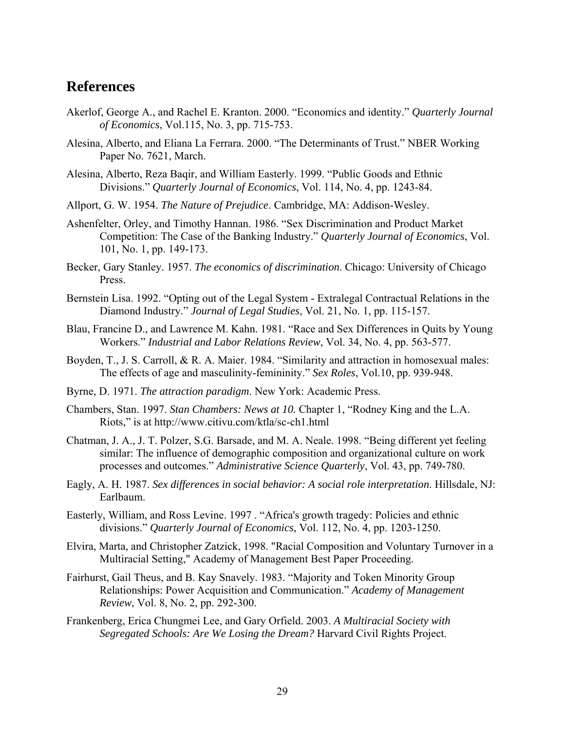## References

Akerlof, George A., and Rachel E. Kranton. 2000. "Economics and identity." *Quarterly Journal of Economics*, Vol.115, No. 3, pp. 715-753.

Alesina, Alberto, and Eliana La Ferrara. 2000. "The Determinants of Trust." NBER Working Paper No. 7621, March.

Alesina, Alberto, Reza Baqir, and William Easterly. 1999. "Public Goods and Ethnic Divisions." *Quarterly Journal of Economics*, Vol. 114, No. 4, pp. 1243-84.

Allport, G. W. 1954. *The Nature of Prejudice*. Cambridge, MA: Addison-Wesley.

Ashenfelter, Orley, and Timothy Hannan. 1986. "Sex Discrimination and Product Market Competition: The Case of the Banking Industry." *Quarterly Journal of Economics*, Vol. 101, No. 1, pp. 149-173.

Becker, Gary Stanley. 1957. *The economics of discrimination*. Chicago: University of Chicago Press.

Bernstein Lisa. 1992. "Opting out of the Legal System - Extralegal Contractual Relations in the Diamond Industry." *Journal of Legal Studies*, Vol. 21, No. 1, pp. 115-157.

Blau, Francine D., and Lawrence M. Kahn. 1981. "Race and Sex Differences in Quits by Young Workers." *Industrial and Labor Relations Review*, Vol. 34, No. 4, pp. 563-577.

Boyden, T., J. S. Carroll, & R. A. Maier. 1984. "Similarity and attraction in homosexual males: The effects of age and masculinity-femininity." *Sex Roles*, Vol.10, pp. 939-948.

Byrne, D. 1971. *The attraction paradigm*. New York: Academic Press.

Chambers, Stan. 1997. ***Stan Chambers: News at 10.*** Chapter 1, "Rodney King and the L.A. Riots," is at http://www.citivu.com/ktla/sc-ch1.html

Chatman, J. A., J. T. Polzer, S.G. Barsade, and M. A. Neale. 1998. "Being different yet feeling similar: The influence of demographic composition and organizational culture on work processes and outcomes." *Administrative Science Quarterly*, Vol. 43, pp. 749-780.

Eagly, A. H. 1987. *Sex differences in social behavior: A social role interpretation*. Hillsdale, NJ: Earlbaum.

Easterly, William, and Ross Levine. 1997 . "Africa's growth tragedy: Policies and ethnic divisions." *Quarterly Journal of Economics*, Vol. 112, No. 4, pp. 1203-1250.

Elvira, Marta, and Christopher Zatzick, 1998. "Racial Composition and Voluntary Turnover in a Multiracial Setting," Academy of Management Best Paper Proceeding.

Fairhurst, Gail Theus, and B. Kay Snavely. 1983. "Majority and Token Minority Group Relationships: Power Acquisition and Communication." *Academy of Management Review*, Vol. 8, No. 2, pp. 292-300.

Frankenberg, Erica Chungmei Lee, and Gary Orfield. 2003. *A Multiracial Society with Segregated Schools: Are We Losing the Dream?* Harvard Civil Rights Project.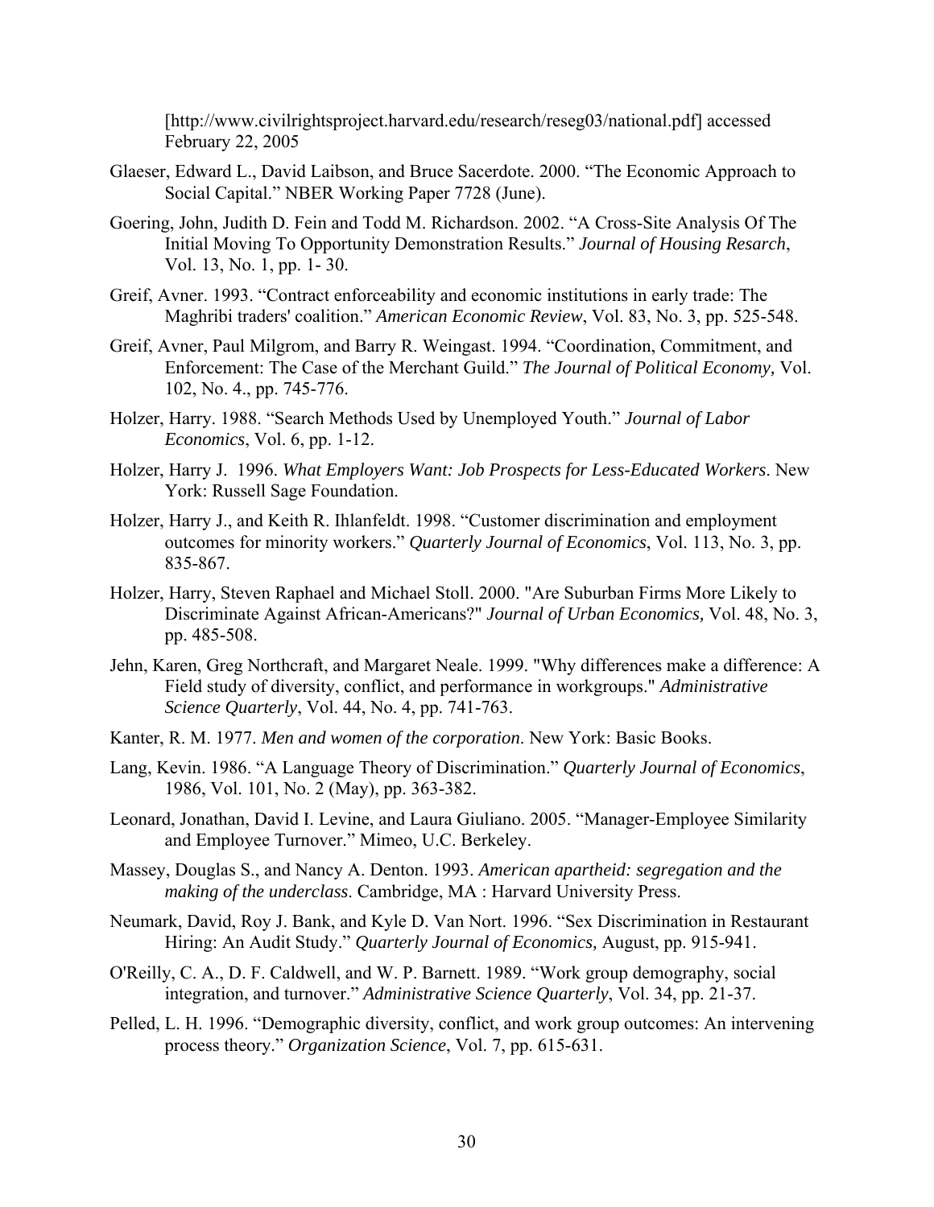[http://www.civilrightsproject.harvard.edu/research/reseg03/national.pdf] accessed February 22, 2005

Glaeser, Edward L., David Laibson, and Bruce Sacerdote. 2000. "The Economic Approach to Social Capital." NBER Working Paper 7728 (June).

Goering, John, Judith D. Fein and Todd M. Richardson. 2002. "A Cross-Site Analysis Of The Initial Moving To Opportunity Demonstration Results." *Journal of Housing Resarch*, Vol. 13, No. 1, pp. 1- 30.

Greif, Avner. 1993. "Contract enforceability and economic institutions in early trade: The Maghribi traders' coalition." *American Economic Review*, Vol. 83, No. 3, pp. 525-548.

Greif, Avner, Paul Milgrom, and Barry R. Weingast. 1994. "Coordination, Commitment, and Enforcement: The Case of the Merchant Guild." *The Journal of Political Economy,* Vol. 102, No. 4., pp. 745-776.

Holzer, Harry. 1988. "Search Methods Used by Unemployed Youth." *Journal of Labor Economics*, Vol. 6, pp. 1-12.

Holzer, Harry J. 1996. *What Employers Want: Job Prospects for Less-Educated Workers*. New York: Russell Sage Foundation.

Holzer, Harry J., and Keith R. Ihlanfeldt. 1998. "Customer discrimination and employment outcomes for minority workers." *Quarterly Journal of Economics*, Vol. 113, No. 3, pp. 835-867.

Holzer, Harry, Steven Raphael and Michael Stoll. 2000. "Are Suburban Firms More Likely to Discriminate Against African-Americans?" *Journal of Urban Economics,* Vol. 48, No. 3, pp. 485-508.

Jehn, Karen, Greg Northcraft, and Margaret Neale. 1999. "Why differences make a difference: A Field study of diversity, conflict, and performance in workgroups." *Administrative Science Quarterly*, Vol. 44, No. 4, pp. 741-763.

Kanter, R. M. 1977. *Men and women of the corporation*. New York: Basic Books.

Lang, Kevin. 1986. "A Language Theory of Discrimination." *Quarterly Journal of Economics*, 1986, Vol. 101, No. 2 (May), pp. 363-382.

Leonard, Jonathan, David I. Levine, and Laura Giuliano. 2005. "Manager-Employee Similarity and Employee Turnover." Mimeo, U.C. Berkeley.

Massey, Douglas S., and Nancy A. Denton. 1993. *American apartheid: segregation and the making of the underclass*. Cambridge, MA : Harvard University Press.

Neumark, David, Roy J. Bank, and Kyle D. Van Nort. 1996. "Sex Discrimination in Restaurant Hiring: An Audit Study." *Quarterly Journal of Economics,* August, pp. 915-941.

O'Reilly, C. A., D. F. Caldwell, and W. P. Barnett. 1989. "Work group demography, social integration, and turnover." *Administrative Science Quarterly*, Vol. 34, pp. 21-37.

Pelled, L. H. 1996. "Demographic diversity, conflict, and work group outcomes: An intervening process theory." *Organization Science*, Vol. 7, pp. 615-631.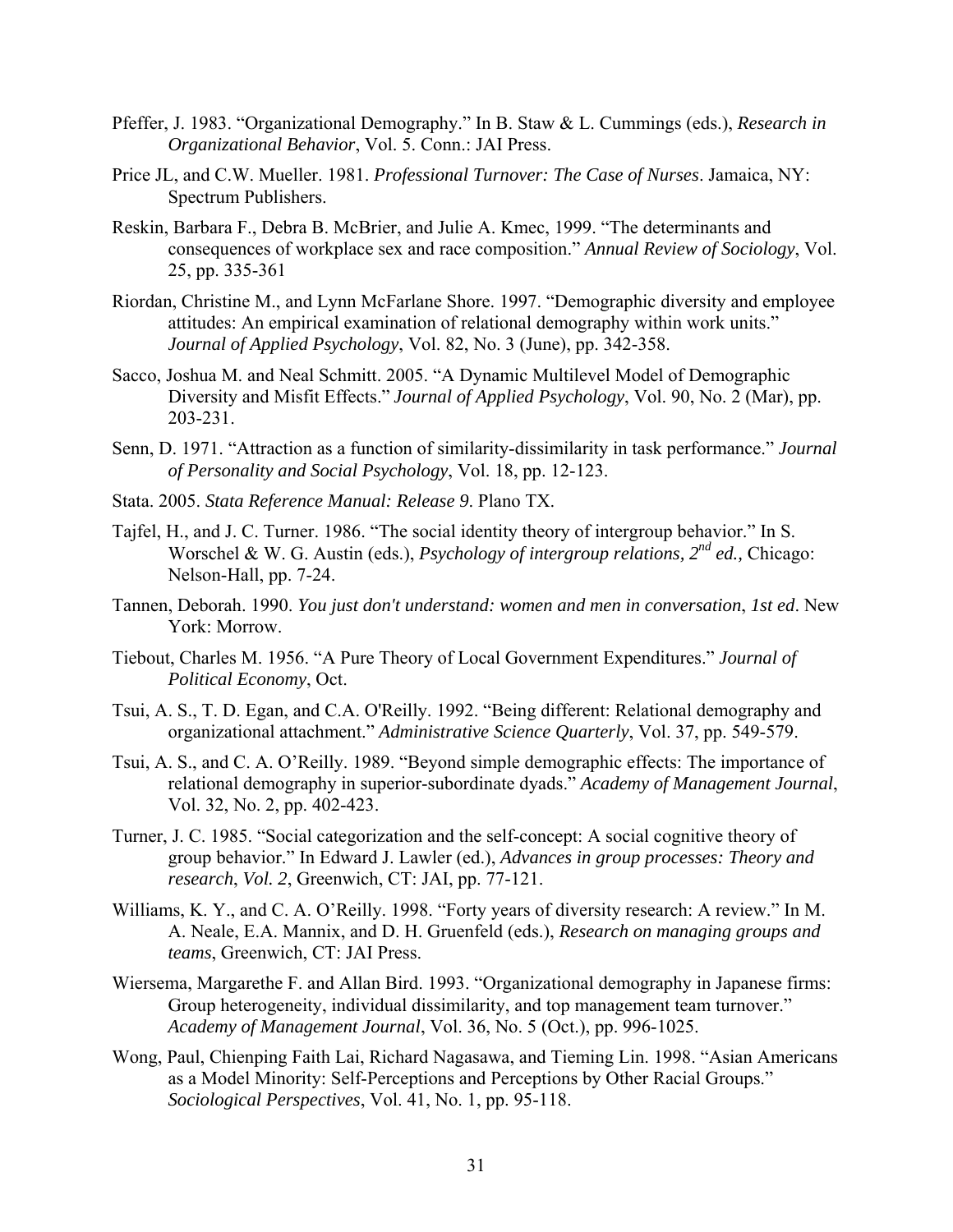Pfeffer, J. 1983. "Organizational Demography." In B. Staw & L. Cummings (eds.), *Research in Organizational Behavior*, Vol. 5. Conn.: JAI Press.

Price JL, and C.W. Mueller. 1981. *Professional Turnover: The Case of Nurses*. Jamaica, NY: Spectrum Publishers.

Reskin, Barbara F., Debra B. McBrier, and Julie A. Kmec, 1999. "The determinants and consequences of workplace sex and race composition." *Annual Review of Sociology*, Vol. 25, pp. 335-361

Riordan, Christine M., and Lynn McFarlane Shore. 1997. "Demographic diversity and employee attitudes: An empirical examination of relational demography within work units." *Journal of Applied Psychology*, Vol. 82, No. 3 (June), pp. 342-358.

Sacco, Joshua M. and Neal Schmitt. 2005. "A Dynamic Multilevel Model of Demographic Diversity and Misfit Effects." *Journal of Applied Psychology*, Vol. 90, No. 2 (Mar), pp. 203-231.

Senn, D. 1971. "Attraction as a function of similarity-dissimilarity in task performance." *Journal of Personality and Social Psychology*, Vol. 18, pp. 12-123.

Stata. 2005. *Stata Reference Manual: Release 9*. Plano TX.

Tajfel, H., and J. C. Turner. 1986. "The social identity theory of intergroup behavior." In S. Worschel & W. G. Austin (eds.), *Psychology of intergroup relations, 2nd ed.,* Chicago: Nelson-Hall, pp. 7-24.

Tannen, Deborah. 1990. *You just don't understand: women and men in conversation*, *1st ed*. New York: Morrow.

Tiebout, Charles M. 1956. "A Pure Theory of Local Government Expenditures." *Journal of Political Economy*, Oct.

Tsui, A. S., T. D. Egan, and C.A. O'Reilly. 1992. "Being different: Relational demography and organizational attachment." *Administrative Science Quarterly*, Vol. 37, pp. 549-579.

Tsui, A. S., and C. A. O'Reilly. 1989. "Beyond simple demographic effects: The importance of relational demography in superior-subordinate dyads." *Academy of Management Journal*, Vol. 32, No. 2, pp. 402-423.

Turner, J. C. 1985. "Social categorization and the self-concept: A social cognitive theory of group behavior." In Edward J. Lawler (ed.), *Advances in group processes: Theory and research*, *Vol. 2*, Greenwich, CT: JAI, pp. 77-121.

Williams, K. Y., and C. A. O'Reilly. 1998. "Forty years of diversity research: A review." In M. A. Neale, E.A. Mannix, and D. H. Gruenfeld (eds.), *Research on managing groups and teams*, Greenwich, CT: JAI Press.

Wiersema, Margarethe F. and Allan Bird. 1993. "Organizational demography in Japanese firms: Group heterogeneity, individual dissimilarity, and top management team turnover." *Academy of Management Journal*, Vol. 36, No. 5 (Oct.), pp. 996-1025.

Wong, Paul, Chienping Faith Lai, Richard Nagasawa, and Tieming Lin. 1998. "Asian Americans as a Model Minority: Self-Perceptions and Perceptions by Other Racial Groups." *Sociological Perspectives*, Vol. 41, No. 1, pp. 95-118.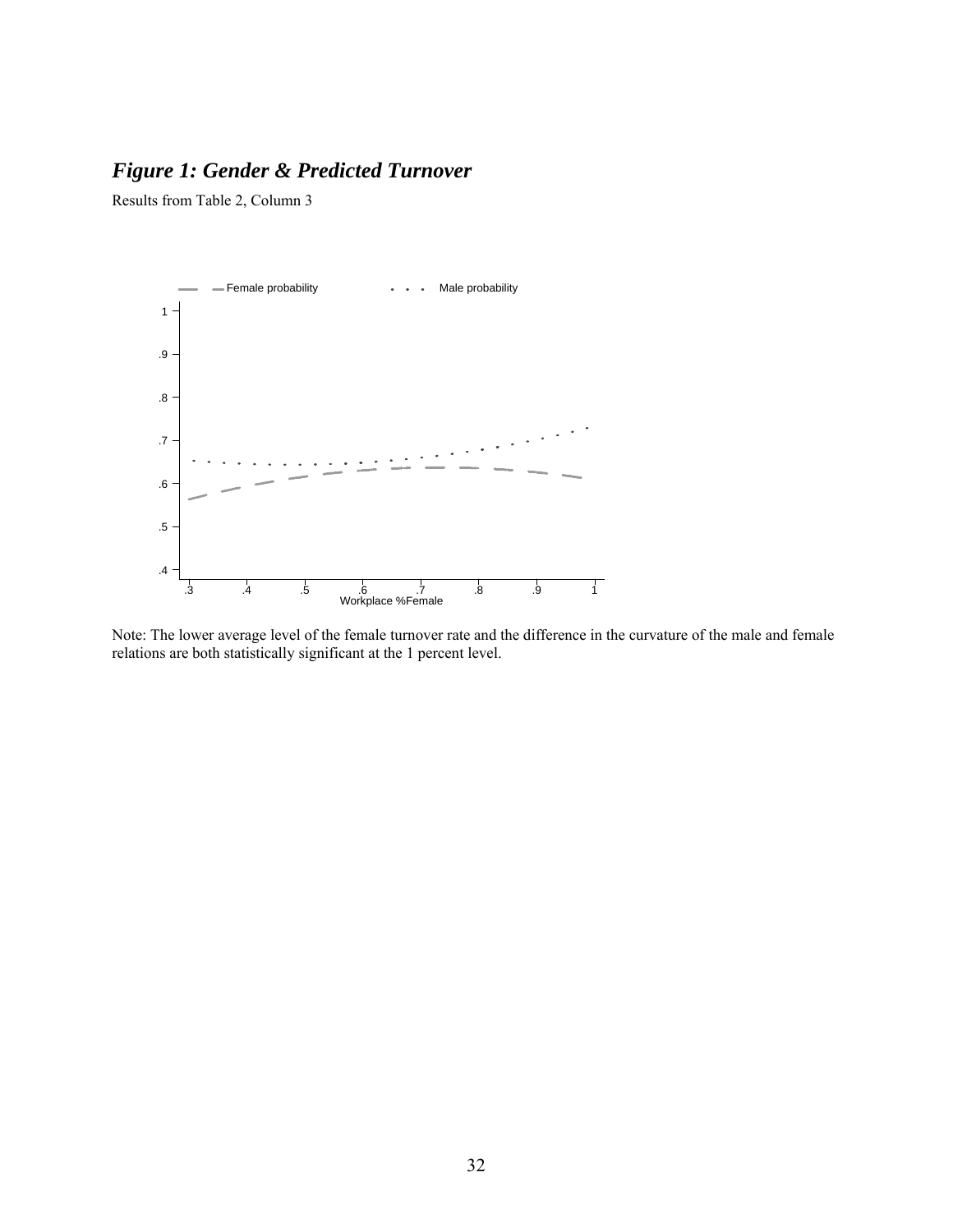## *Figure 1: Gender & Predicted Turnover*

Results from Table 2, Column 3

Note: The lower average level of the female turnover rate and the difference in the curvature of the male and female relations are both statistically significant at the 1 percent level.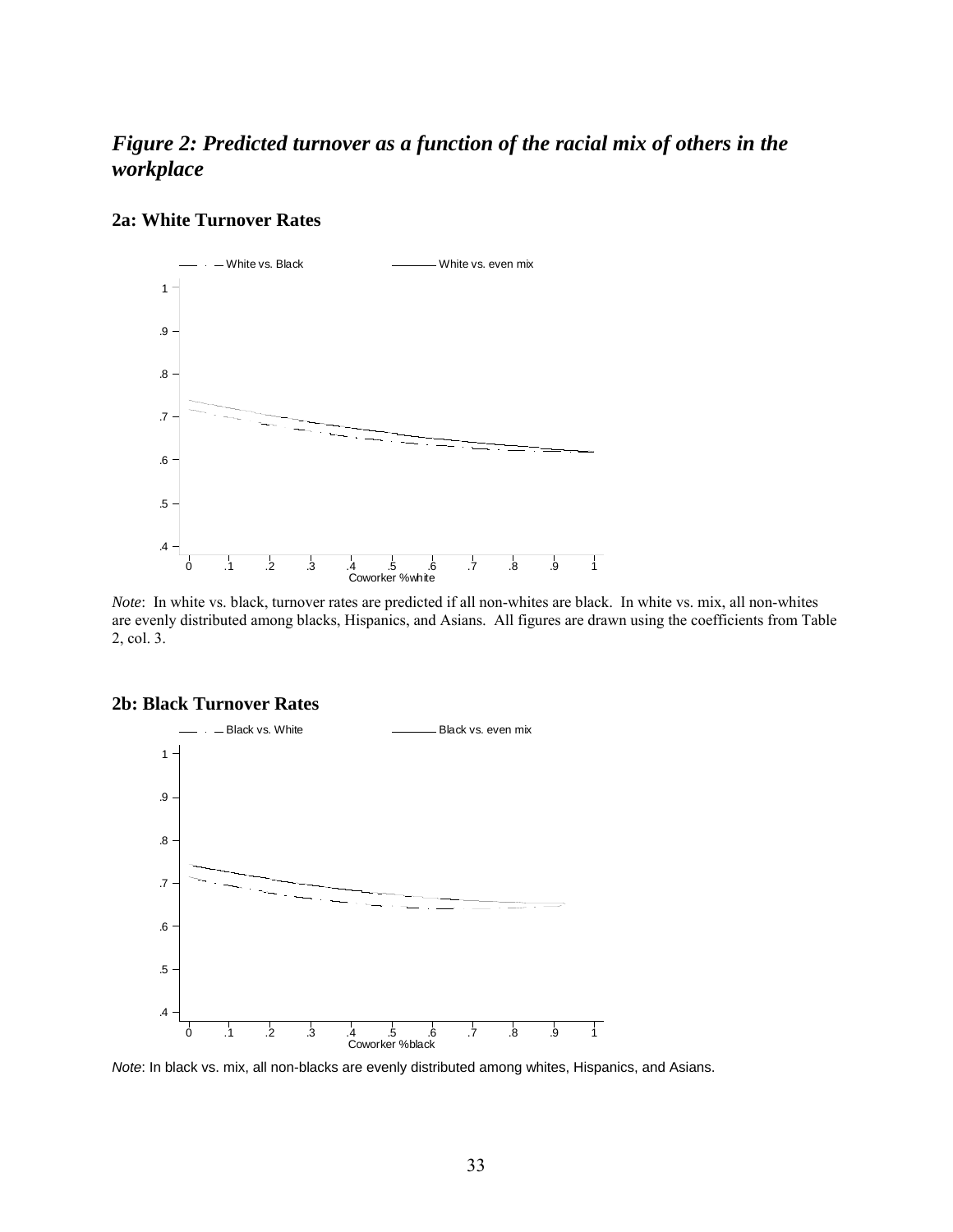## *Figure 2: Predicted turnover as a function of the racial mix of others in the workplace*

### 2a: White Turnover Rates

*Note*: In white vs. black, turnover rates are predicted if all non-whites are black. In white vs. mix, all non-whites are evenly distributed among blacks, Hispanics, and Asians. All figures are drawn using the coefficients from Table 2, col. 3.

### 2b: Black Turnover Rates

*Note*: In black vs. mix, all non-blacks are evenly distributed among whites, Hispanics, and Asians.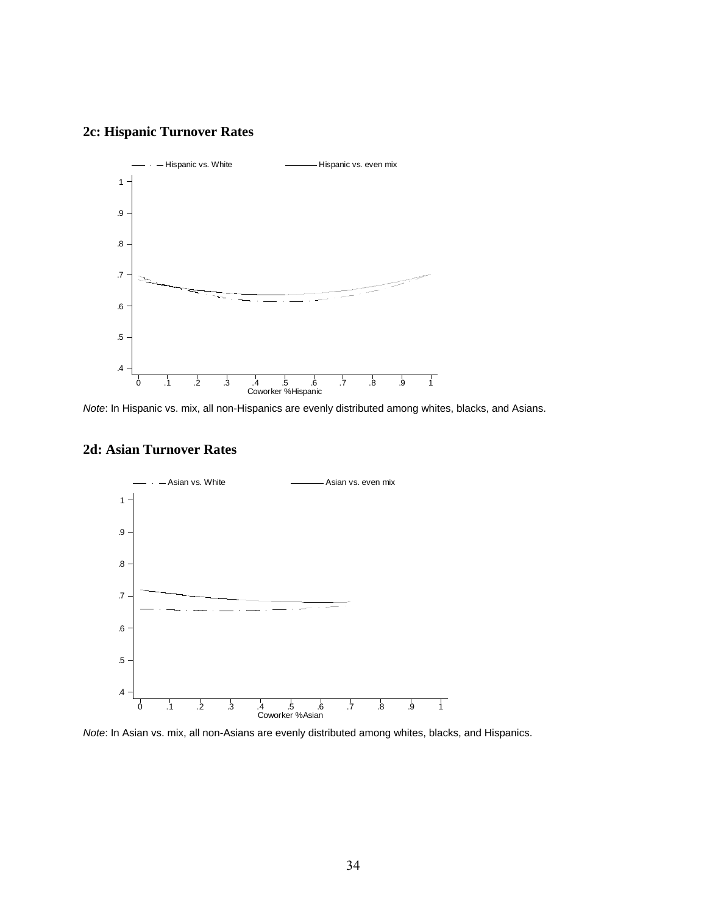### 2c: Hispanic Turnover Rates

*Note*: In Hispanic vs. mix, all non-Hispanics are evenly distributed among whites, blacks, and Asians.

### 2d: Asian Turnover Rates

*Note*: In Asian vs. mix, all non-Asians are evenly distributed among whites, blacks, and Hispanics.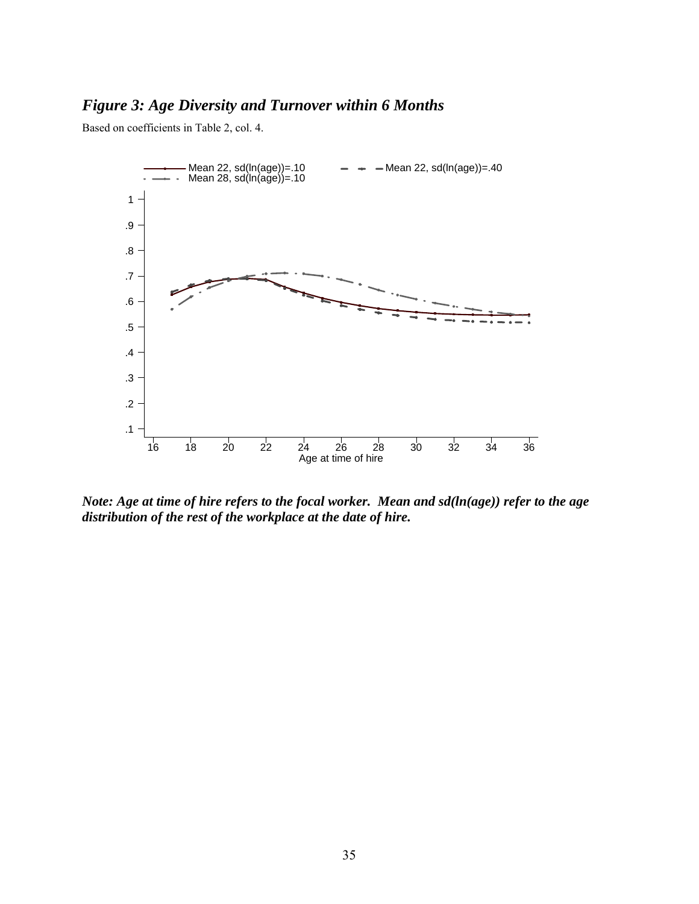# *Figure 3: Age Diversity and Turnover within 6 Months*

Based on coefficients in Table 2, col. 4.

***Note: Age at time of hire refers to the focal worker. Mean and sd(ln(age)) refer to the age distribution of the rest of the workplace at the date of hire.***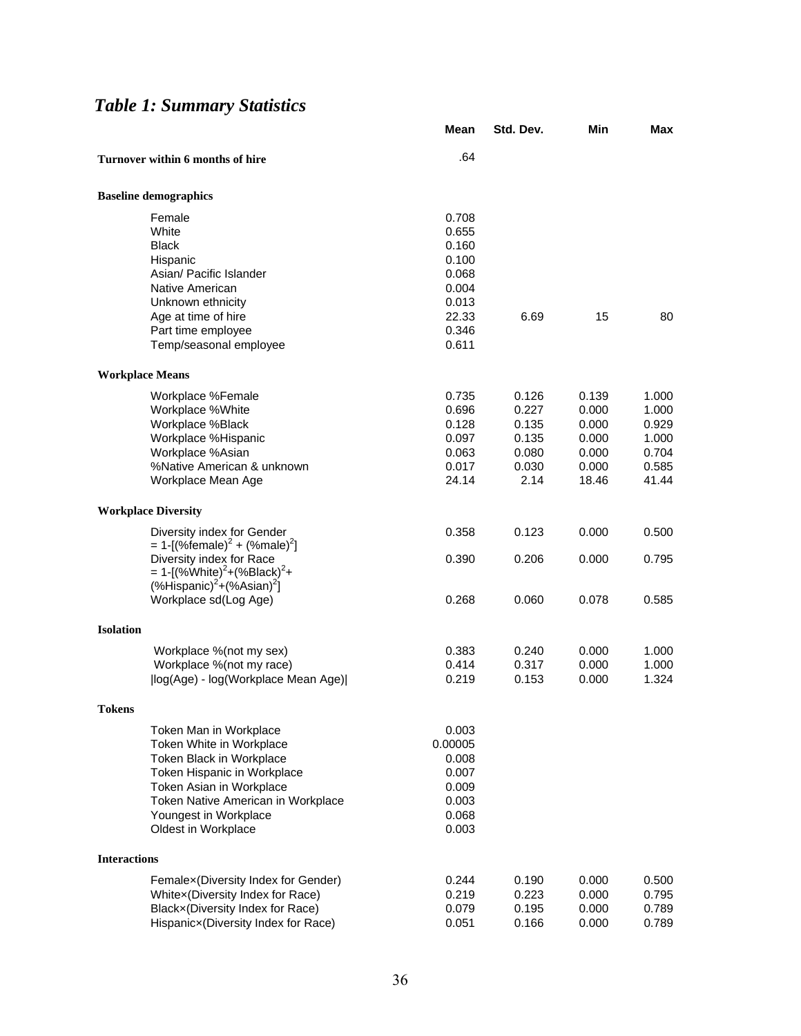## *Table 1: Summary Statistics*

| | Mean | Std. Dev. | Min | Max |
|---|---|---|---|---|
| **Turnover within 6 months of hire** | .64 | | | |
| **Baseline demographics** | | | | |
| Female | 0.708 | | | |
| White | 0.655 | | | |
| Black | 0.160 | | | |
| Hispanic | 0.100 | | | |
| Asian/ Pacific Islander | 0.068 | | | |
| Native American | 0.004 | | | |
| Unknown ethnicity | 0.013 | | | |
| Age at time of hire | 22.33 | 6.69 | 15 | 80 |
| Part time employee | 0.346 | | | |
| Temp/seasonal employee | 0.611 | | | |
| **Workplace Means** | | | | |
| Workplace %Female | 0.735 | 0.126 | 0.139 | 1.000 |
| Workplace %White | 0.696 | 0.227 | 0.000 | 1.000 |
| Workplace %Black | 0.128 | 0.135 | 0.000 | 0.929 |
| Workplace %Hispanic | 0.097 | 0.135 | 0.000 | 1.000 |
| Workplace %Asian | 0.063 | 0.080 | 0.000 | 0.704 |
| %Native American & unknown | 0.017 | 0.030 | 0.000 | 0.585 |
| Workplace Mean Age | 24.14 | 2.14 | 18.46 | 41.44 |
| **Workplace Diversity** | | | | |
| Diversity index for Gender $= 1-[(\%\text{female})^2 + (\%\text{male})^2]$ | 0.358 | 0.123 | 0.000 | 0.500 |
| Diversity index for Race $= 1-[(\%\text{White})^2+(\%\text{Black})^2+(\%\text{Hispanic})^2+(\%\text{Asian})^2]$ | 0.390 | 0.206 | 0.000 | 0.795 |
| Workplace sd(Log Age) | 0.268 | 0.060 | 0.078 | 0.585 |
| **Isolation** | | | | |
| Workplace %(not my sex) | 0.383 | 0.240 | 0.000 | 1.000 |
| Workplace %(not my race) | 0.414 | 0.317 | 0.000 | 1.000 |
| \|log(Age) - log(Workplace Mean Age)\| | 0.219 | 0.153 | 0.000 | 1.324 |
| **Tokens** | | | | |
| Token Man in Workplace | 0.003 | | | |
| Token White in Workplace | 0.00005 | | | |
| Token Black in Workplace | 0.008 | | | |
| Token Hispanic in Workplace | 0.007 | | | |
| Token Asian in Workplace | 0.009 | | | |
| Token Native American in Workplace | 0.003 | | | |
| Youngest in Workplace | 0.068 | | | |
| Oldest in Workplace | 0.003 | | | |
| **Interactions** | | | | |
| Female×(Diversity Index for Gender) | 0.244 | 0.190 | 0.000 | 0.500 |
| White×(Diversity Index for Race) | 0.219 | 0.223 | 0.000 | 0.795 |
| Black×(Diversity Index for Race) | 0.079 | 0.195 | 0.000 | 0.789 |
| Hispanic×(Diversity Index for Race) | 0.051 | 0.166 | 0.000 | 0.789 |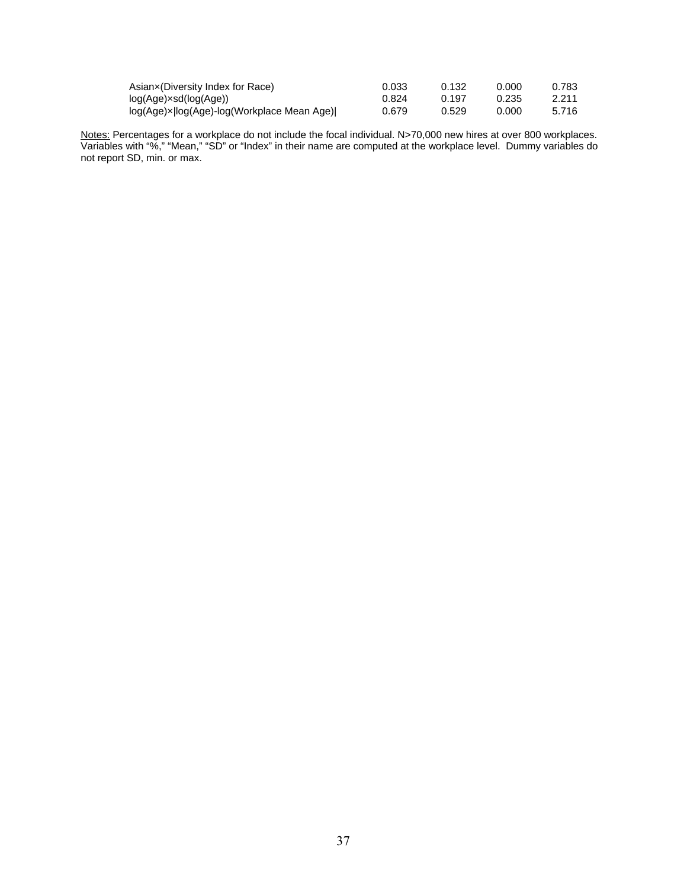| | | | | |
|---|---|---|---|---|
| Asian×(Diversity Index for Race) | 0.033 | 0.132 | 0.000 | 0.783 |
| log(Age)×sd(log(Age)) | 0.824 | 0.197 | 0.235 | 2.211 |
| log(Age)×\|log(Age)-log(Workplace Mean Age)\| | 0.679 | 0.529 | 0.000 | 5.716 |

Notes: Percentages for a workplace do not include the focal individual. N>70,000 new hires at over 800 workplaces. Variables with "%," "Mean," "SD" or "Index" in their name are computed at the workplace level. Dummy variables do not report SD, min. or max.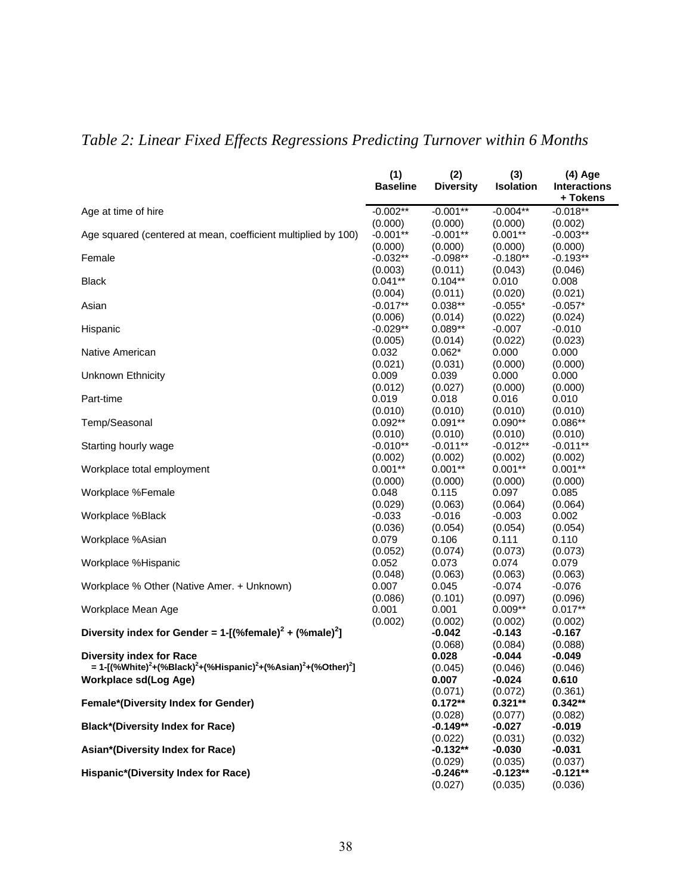*Table 2: Linear Fixed Effects Regressions Predicting Turnover within 6 Months*

| | (1) Baseline | (2) Diversity | (3) Isolation | (4) Age Interactions + Tokens |
|---|---|---|---|---|
| Age at time of hire | -0.002** | -0.001** | -0.004** | -0.018** |
| | (0.000) | (0.000) | (0.000) | (0.002) |
| Age squared (centered at mean, coefficient multiplied by 100) | -0.001** | -0.001** | 0.001** | -0.003** |
| | (0.000) | (0.000) | (0.000) | (0.000) |
| Female | -0.032** | -0.098** | -0.180** | -0.193** |
| | (0.003) | (0.011) | (0.043) | (0.046) |
| Black | 0.041** | 0.104** | 0.010 | 0.008 |
| | (0.004) | (0.011) | (0.020) | (0.021) |
| Asian | -0.017** | 0.038** | -0.055* | -0.057* |
| | (0.006) | (0.014) | (0.022) | (0.024) |
| Hispanic | -0.029** | 0.089** | -0.007 | -0.010 |
| | (0.005) | (0.014) | (0.022) | (0.023) |
| Native American | 0.032 | 0.062* | 0.000 | 0.000 |
| | (0.021) | (0.031) | (0.000) | (0.000) |
| Unknown Ethnicity | 0.009 | 0.039 | 0.000 | 0.000 |
| | (0.012) | (0.027) | (0.000) | (0.000) |
| Part-time | 0.019 | 0.018 | 0.016 | 0.010 |
| | (0.010) | (0.010) | (0.010) | (0.010) |
| Temp/Seasonal | 0.092** | 0.091** | 0.090** | 0.086** |
| | (0.010) | (0.010) | (0.010) | (0.010) |
| Starting hourly wage | -0.010** | -0.011** | -0.012** | -0.011** |
| | (0.002) | (0.002) | (0.002) | (0.002) |
| Workplace total employment | 0.001** | 0.001** | 0.001** | 0.001** |
| | (0.000) | (0.000) | (0.000) | (0.000) |
| Workplace %Female | 0.048 | 0.115 | 0.097 | 0.085 |
| | (0.029) | (0.063) | (0.064) | (0.064) |
| Workplace %Black | -0.033 | -0.016 | -0.003 | 0.002 |
| | (0.036) | (0.054) | (0.054) | (0.054) |
| Workplace %Asian | 0.079 | 0.106 | 0.111 | 0.110 |
| | (0.052) | (0.074) | (0.073) | (0.073) |
| Workplace %Hispanic | 0.052 | 0.073 | 0.074 | 0.079 |
| | (0.048) | (0.063) | (0.063) | (0.063) |
| Workplace % Other (Native Amer. + Unknown) | 0.007 | 0.045 | -0.074 | -0.076 |
| | (0.086) | (0.101) | (0.097) | (0.096) |
| Workplace Mean Age | 0.001 | 0.001 | 0.009** | 0.017** |
| | (0.002) | (0.002) | (0.002) | (0.002) |
| **Diversity index for Gender = 1-[(%female)$^2$ + (%male)$^2$]** | | **-0.042** | **-0.143** | **-0.167** |
| | | (0.068) | (0.084) | (0.088) |
| **Diversity index for Race = 1-[(%White)$^2$+(%Black)$^2$+(%Hispanic)$^2$+(%Asian)$^2$+(%Other)$^2$]** | | **0.028** | **-0.044** | **-0.049** |
| | | (0.045) | (0.046) | (0.046) |
| **Workplace sd(Log Age)** | | **0.007** | **-0.024** | **0.610** |
| | | (0.071) | (0.072) | (0.361) |
| **Female*(Diversity Index for Gender)** | | **0.172**** | **0.321**** | **0.342**** |
| | | (0.028) | (0.077) | (0.082) |
| **Black*(Diversity Index for Race)** | | **-0.149**** | **-0.027** | **-0.019** |
| | | (0.022) | (0.031) | (0.032) |
| **Asian*(Diversity Index for Race)** | | **-0.132**** | **-0.030** | **-0.031** |
| | | (0.029) | (0.035) | (0.037) |
| **Hispanic*(Diversity Index for Race)** | | **-0.246**** | **-0.123**** | **-0.121**** |
| | | (0.027) | (0.035) | (0.036) |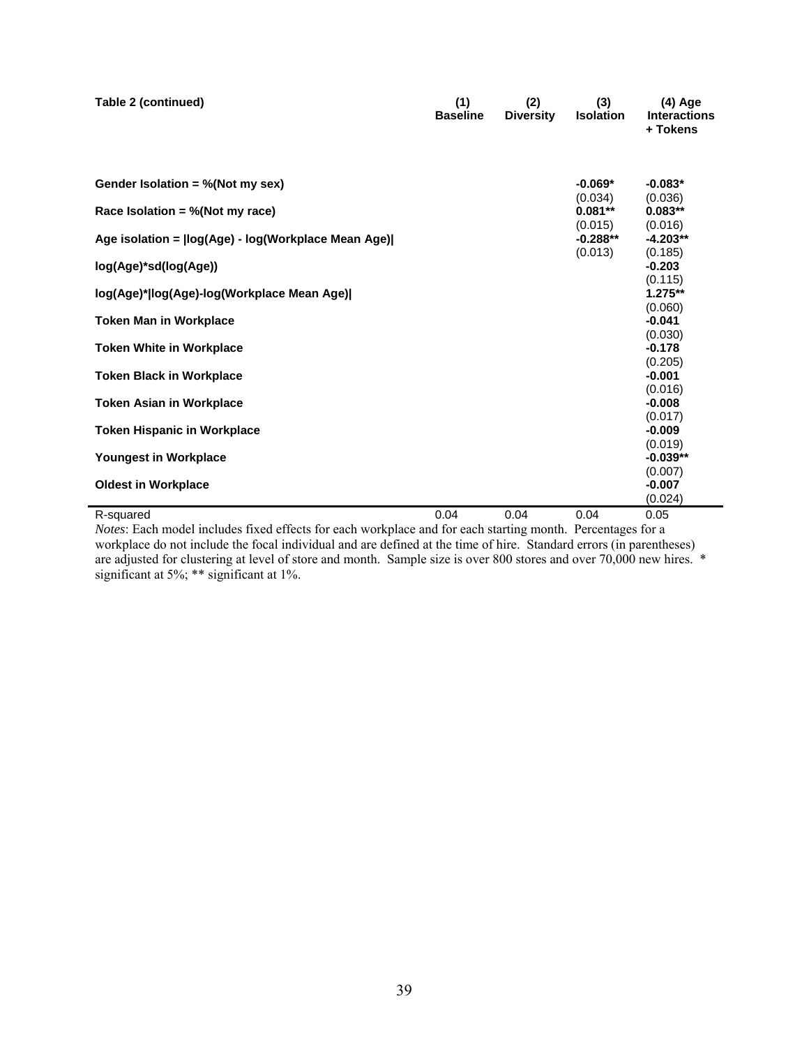| Table 2 (continued) | (1) Baseline | (2) Diversity | (3) Isolation | (4) Age Interactions + Tokens |
|---|---|---|---|---|
| **Gender Isolation = %(Not my sex)** | | | **-0.069*** | **-0.083*** |
| | | | (0.034) | (0.036) |
| **Race Isolation = %(Not my race)** | | | **0.081**** | **0.083**** |
| | | | (0.015) | (0.016) |
| **Age isolation = \|log(Age) - log(Workplace Mean Age)\|** | | | **-0.288**** | **-4.203**** |
| | | | (0.013) | (0.185) |
| **log(Age)*sd(log(Age))** | | | | **-0.203** |
| | | | | (0.115) |
| **log(Age)*\|log(Age)-log(Workplace Mean Age)\|** | | | | **1.275**** |
| | | | | (0.060) |
| **Token Man in Workplace** | | | | **-0.041** |
| | | | | (0.030) |
| **Token White in Workplace** | | | | **-0.178** |
| | | | | (0.205) |
| **Token Black in Workplace** | | | | **-0.001** |
| | | | | (0.016) |
| **Token Asian in Workplace** | | | | **-0.008** |
| | | | | (0.017) |
| **Token Hispanic in Workplace** | | | | **-0.009** |
| | | | | (0.019) |
| **Youngest in Workplace** | | | | **-0.039**** |
| | | | | (0.007) |
| **Oldest in Workplace** | | | | **-0.007** |
| | | | | (0.024) |
| R-squared | 0.04 | 0.04 | 0.04 | 0.05 |

*Notes*: Each model includes fixed effects for each workplace and for each starting month. Percentages for a workplace do not include the focal individual and are defined at the time of hire. Standard errors (in parentheses) are adjusted for clustering at level of store and month. Sample size is over 800 stores and over 70,000 new hires. * significant at 5%; ** significant at 1%.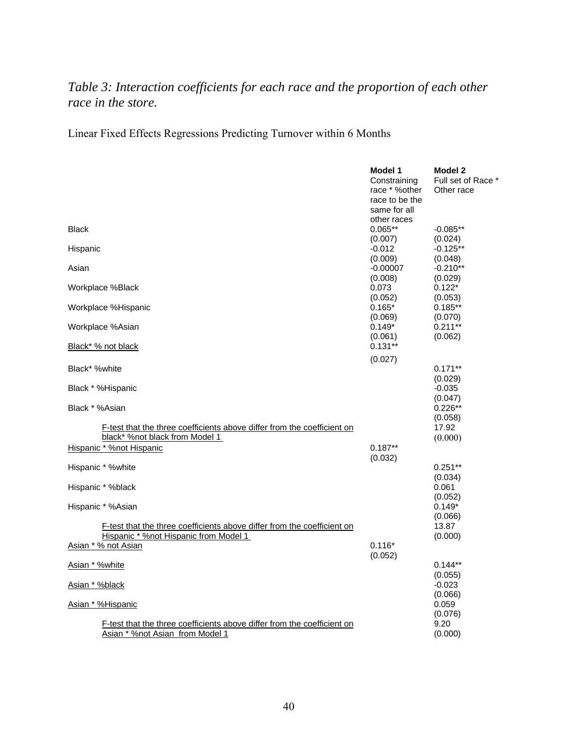*Table 3: Interaction coefficients for each race and the proportion of each other race in the store.*

Linear Fixed Effects Regressions Predicting Turnover within 6 Months

| | **Model 1** Constraining race * %other race to be the same for all other races | **Model 2** Full set of Race * Other race |
|---|---|---|
| Black | 0.065** | -0.085** |
| | (0.007) | (0.024) |
| Hispanic | -0.012 | -0.125** |
| | (0.009) | (0.048) |
| Asian | -0.00007 | -0.210** |
| | (0.008) | (0.029) |
| Workplace %Black | 0.073 | 0.122* |
| | (0.052) | (0.053) |
| Workplace %Hispanic | 0.165* | 0.185** |
| | (0.069) | (0.070) |
| Workplace %Asian | 0.149* | 0.211** |
| | (0.061) | (0.062) |
| Black* % not black | 0.131** | |
| | (0.027) | |
| Black* %white | | 0.171** |
| | | (0.029) |
| Black * %Hispanic | | -0.035 |
| | | (0.047) |
| Black * %Asian | | 0.226** |
| | | (0.058) |
| F-test that the three coefficients above differ from the coefficient on black* %not black from Model 1 | | 17.92 |
| | | (0.000) |
| Hispanic * %not Hispanic | 0.187** | |
| | (0.032) | |
| Hispanic * %white | | 0.251** |
| | | (0.034) |
| Hispanic * %black | | 0.061 |
| | | (0.052) |
| Hispanic * %Asian | | 0.149* |
| | | (0.066) |
| F-test that the three coefficients above differ from the coefficient on Hispanic * %not Hispanic from Model 1 | | 13.87 |
| | | (0.000) |
| Asian * % not Asian | 0.116* | |
| | (0.052) | |
| Asian * %white | | 0.144** |
| | | (0.055) |
| Asian * %black | | -0.023 |
| | | (0.066) |
| Asian * %Hispanic | | 0.059 |
| | | (0.076) |
| F-test that the three coefficients above differ from the coefficient on Asian * %not Asian from Model 1 | | 9.20 |
| | | (0.000) |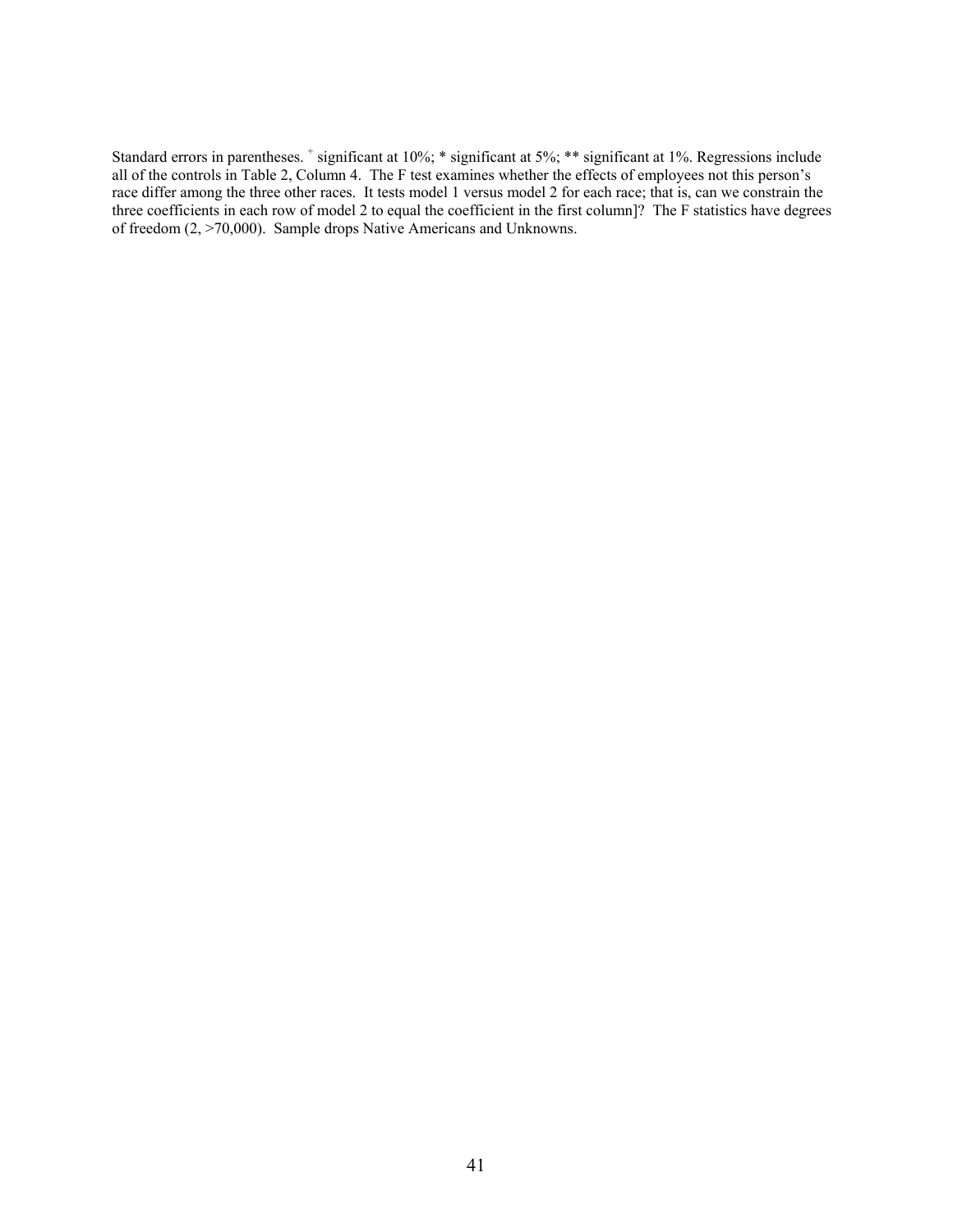Standard errors in parentheses. + significant at 10%; * significant at 5%; ** significant at 1%. Regressions include all of the controls in Table 2, Column 4. The F test examines whether the effects of employees not this person's race differ among the three other races. It tests model 1 versus model 2 for each race; that is, can we constrain the three coefficients in each row of model 2 to equal the coefficient in the first column]? The F statistics have degrees of freedom (2, >70,000). Sample drops Native Americans and Unknowns.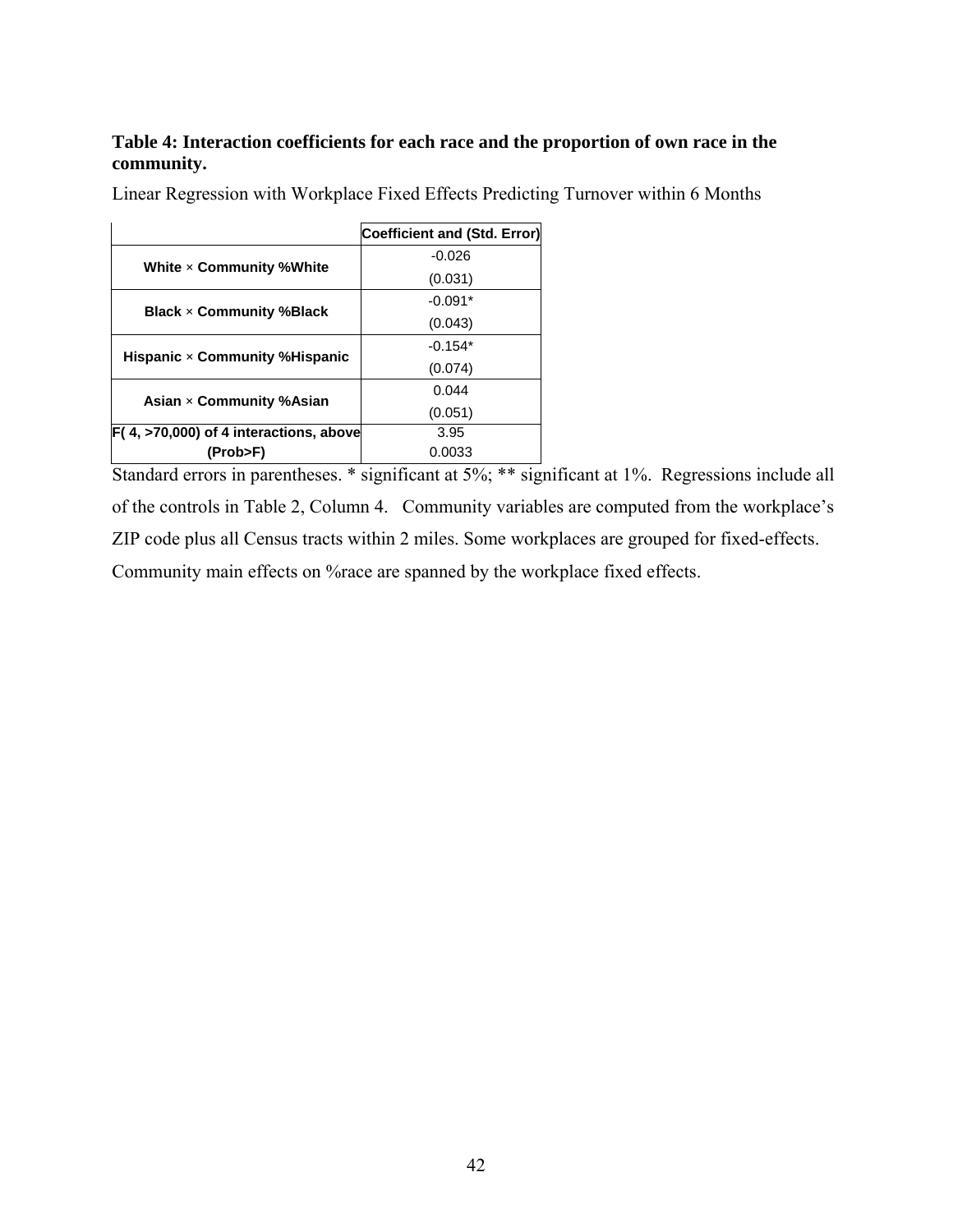**Table 4: Interaction coefficients for each race and the proportion of own race in the community.**

Linear Regression with Workplace Fixed Effects Predicting Turnover within 6 Months

| | Coefficient and (Std. Error) |
|---|---|
| White × Community %White | -0.026 |
| | (0.031) |
| Black × Community %Black | -0.091* |
| | (0.043) |
| Hispanic × Community %Hispanic | -0.154* |
| | (0.074) |
| Asian × Community %Asian | 0.044 |
| | (0.051) |
| F( 4, >70,000) of 4 interactions, above | 3.95 |
| (Prob>F) | 0.0033 |

Standard errors in parentheses. * significant at 5%; ** significant at 1%. Regressions include all of the controls in Table 2, Column 4. Community variables are computed from the workplace's ZIP code plus all Census tracts within 2 miles. Some workplaces are grouped for fixed-effects. Community main effects on %race are spanned by the workplace fixed effects.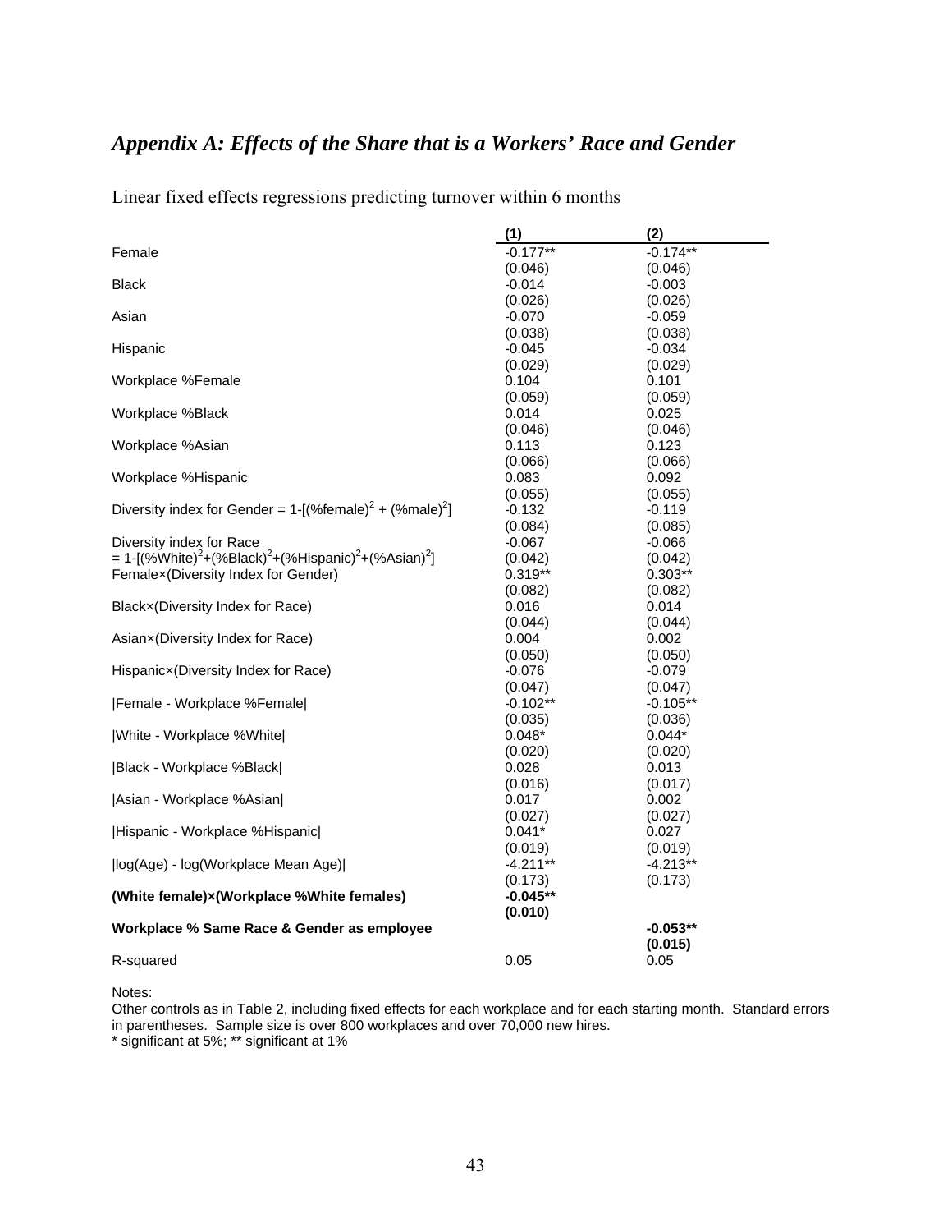## *Appendix A: Effects of the Share that is a Workers' Race and Gender*

Linear fixed effects regressions predicting turnover within 6 months

| | (1) | (2) |
|---|---|---|
| Female | -0.177** | -0.174** |
| | (0.046) | (0.046) |
| Black | -0.014 | -0.003 |
| | (0.026) | (0.026) |
| Asian | -0.070 | -0.059 |
| | (0.038) | (0.038) |
| Hispanic | -0.045 | -0.034 |
| | (0.029) | (0.029) |
| Workplace %Female | 0.104 | 0.101 |
| | (0.059) | (0.059) |
| Workplace %Black | 0.014 | 0.025 |
| | (0.046) | (0.046) |
| Workplace %Asian | 0.113 | 0.123 |
| | (0.066) | (0.066) |
| Workplace %Hispanic | 0.083 | 0.092 |
| | (0.055) | (0.055) |
| Diversity index for Gender = 1-[(%female)$^2$ + (%male)$^2$] | -0.132 | -0.119 |
| | (0.084) | (0.085) |
| Diversity index for Race = 1-[(%White)$^2$+(%Black)$^2$+(%Hispanic)$^2$+(%Asian)$^2$] | -0.067 | -0.066 |
| | (0.042) | (0.042) |
| Female×(Diversity Index for Gender) | 0.319** | 0.303** |
| | (0.082) | (0.082) |
| Black×(Diversity Index for Race) | 0.016 | 0.014 |
| | (0.044) | (0.044) |
| Asian×(Diversity Index for Race) | 0.004 | 0.002 |
| | (0.050) | (0.050) |
| Hispanic×(Diversity Index for Race) | -0.076 | -0.079 |
| | (0.047) | (0.047) |
| \|Female - Workplace %Female\| | -0.102** | -0.105** |
| | (0.035) | (0.036) |
| \|White - Workplace %White\| | 0.048* | 0.044* |
| | (0.020) | (0.020) |
| \|Black - Workplace %Black\| | 0.028 | 0.013 |
| | (0.016) | (0.017) |
| \|Asian - Workplace %Asian\| | 0.017 | 0.002 |
| | (0.027) | (0.027) |
| \|Hispanic - Workplace %Hispanic\| | 0.041* | 0.027 |
| | (0.019) | (0.019) |
| \|log(Age) - log(Workplace Mean Age)\| | -4.211** | -4.213** |
| | (0.173) | (0.173) |
| **(White female)×(Workplace %White females)** | **-0.045**** | |
| | **(0.010)** | |
| **Workplace % Same Race & Gender as employee** | | **-0.053**** |
| | | **(0.015)** |
| R-squared | 0.05 | 0.05 |

Notes:
Other controls as in Table 2, including fixed effects for each workplace and for each starting month. Standard errors in parentheses. Sample size is over 800 workplaces and over 70,000 new hires.
* significant at 5%; ** significant at 1%